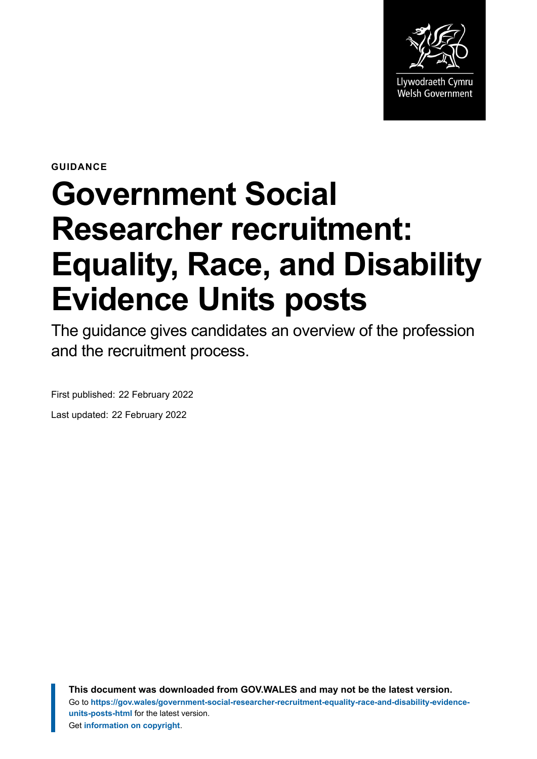Llywodraeth Cymru
Welsh Government

GUIDANCE

# Government Social Researcher recruitment: Equality, Race, and Disability Evidence Units posts

The guidance gives candidates an overview of the profession and the recruitment process.

First published: 22 February 2022

Last updated: 22 February 2022

**This document was downloaded from GOV.WALES and may not be the latest version.**
Go to **https://gov.wales/government-social-researcher-recruitment-equality-race-and-disability-evidence-units-posts-html** for the latest version.
Get **information on copyright**.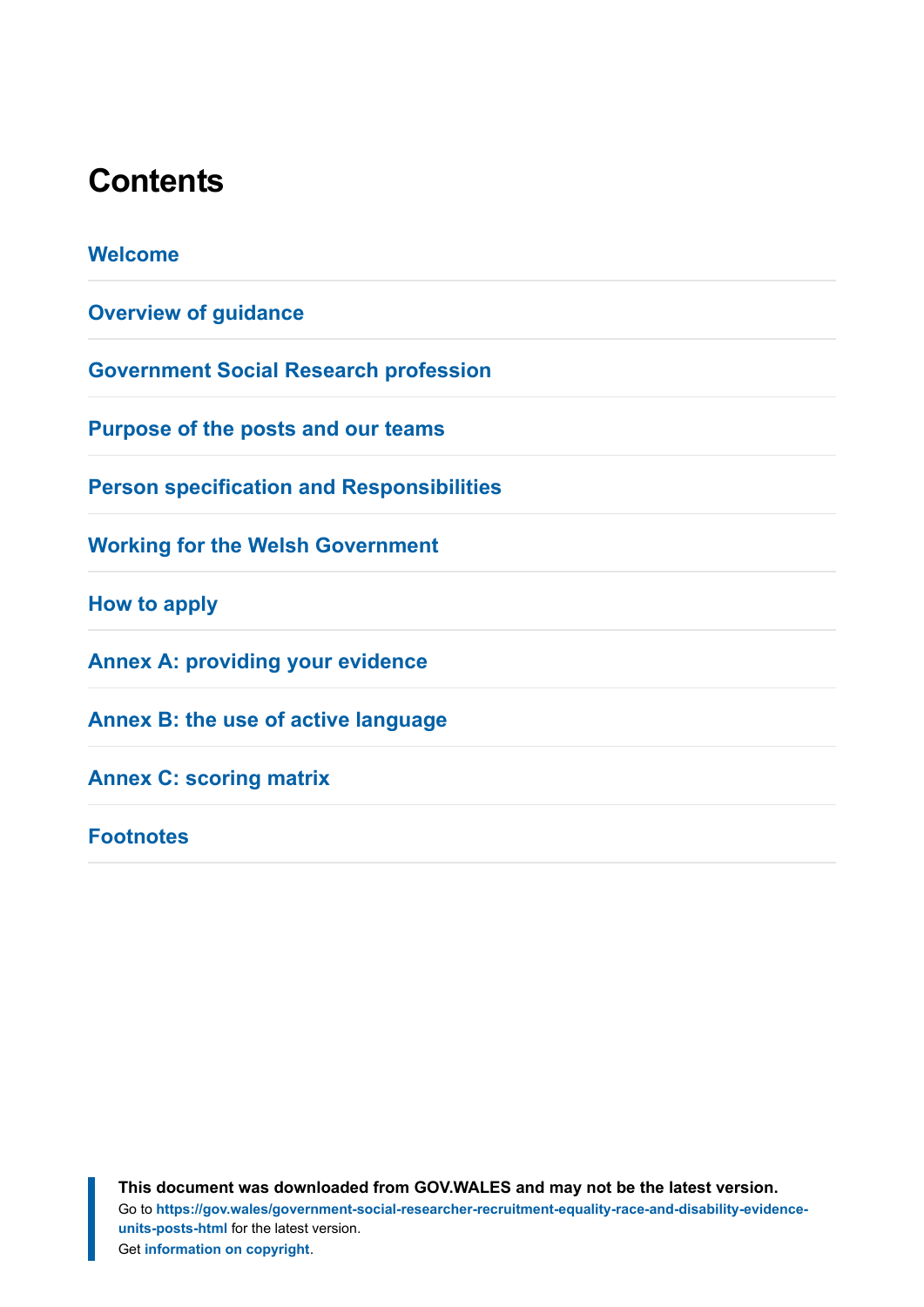# Contents

Welcome

Overview of guidance

Government Social Research profession

Purpose of the posts and our teams

Person specification and Responsibilities

Working for the Welsh Government

How to apply

Annex A: providing your evidence

Annex B: the use of active language

Annex C: scoring matrix

Footnotes

**This document was downloaded from GOV.WALES and may not be the latest version.**
Go to **https://gov.wales/government-social-researcher-recruitment-equality-race-and-disability-evidence-units-posts-html** for the latest version.
Get **information on copyright**.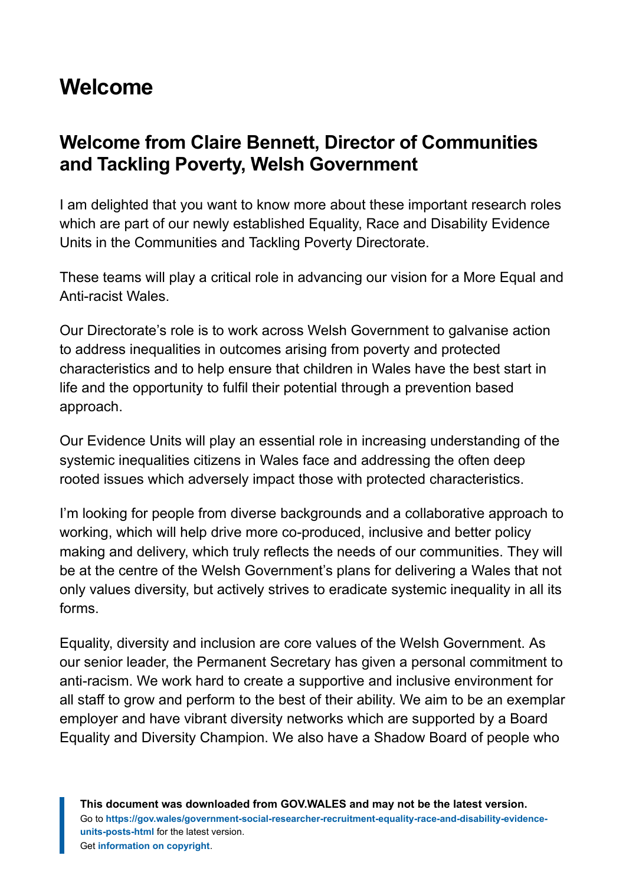# Welcome

## Welcome from Claire Bennett, Director of Communities and Tackling Poverty, Welsh Government

I am delighted that you want to know more about these important research roles which are part of our newly established Equality, Race and Disability Evidence Units in the Communities and Tackling Poverty Directorate.

These teams will play a critical role in advancing our vision for a More Equal and Anti-racist Wales.

Our Directorate's role is to work across Welsh Government to galvanise action to address inequalities in outcomes arising from poverty and protected characteristics and to help ensure that children in Wales have the best start in life and the opportunity to fulfil their potential through a prevention based approach.

Our Evidence Units will play an essential role in increasing understanding of the systemic inequalities citizens in Wales face and addressing the often deep rooted issues which adversely impact those with protected characteristics.

I'm looking for people from diverse backgrounds and a collaborative approach to working, which will help drive more co-produced, inclusive and better policy making and delivery, which truly reflects the needs of our communities. They will be at the centre of the Welsh Government's plans for delivering a Wales that not only values diversity, but actively strives to eradicate systemic inequality in all its forms.

Equality, diversity and inclusion are core values of the Welsh Government. As our senior leader, the Permanent Secretary has given a personal commitment to anti-racism. We work hard to create a supportive and inclusive environment for all staff to grow and perform to the best of their ability. We aim to be an exemplar employer and have vibrant diversity networks which are supported by a Board Equality and Diversity Champion. We also have a Shadow Board of people who

**This document was downloaded from GOV.WALES and may not be the latest version.**
Go to **https://gov.wales/government-social-researcher-recruitment-equality-race-and-disability-evidence-units-posts-html** for the latest version.
Get **information on copyright**.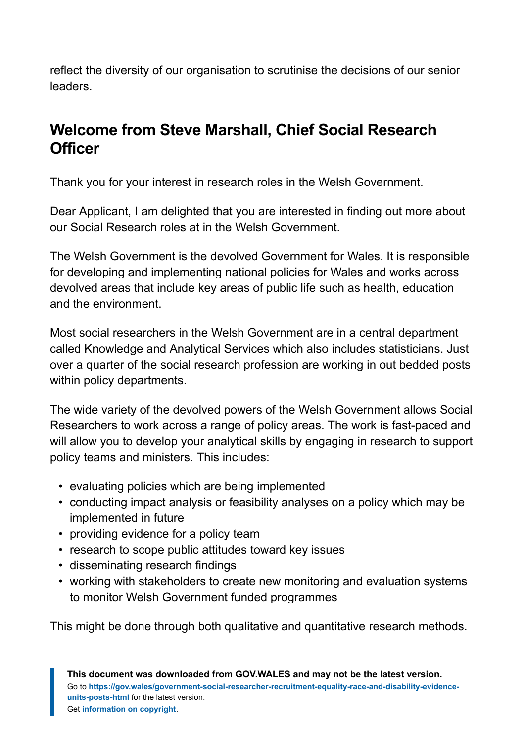reflect the diversity of our organisation to scrutinise the decisions of our senior leaders.

## Welcome from Steve Marshall, Chief Social Research Officer

Thank you for your interest in research roles in the Welsh Government.

Dear Applicant, I am delighted that you are interested in finding out more about our Social Research roles at in the Welsh Government.

The Welsh Government is the devolved Government for Wales. It is responsible for developing and implementing national policies for Wales and works across devolved areas that include key areas of public life such as health, education and the environment.

Most social researchers in the Welsh Government are in a central department called Knowledge and Analytical Services which also includes statisticians. Just over a quarter of the social research profession are working in out bedded posts within policy departments.

The wide variety of the devolved powers of the Welsh Government allows Social Researchers to work across a range of policy areas. The work is fast-paced and will allow you to develop your analytical skills by engaging in research to support policy teams and ministers. This includes:

- evaluating policies which are being implemented
- conducting impact analysis or feasibility analyses on a policy which may be implemented in future
- providing evidence for a policy team
- research to scope public attitudes toward key issues
- disseminating research findings
- working with stakeholders to create new monitoring and evaluation systems to monitor Welsh Government funded programmes

This might be done through both qualitative and quantitative research methods.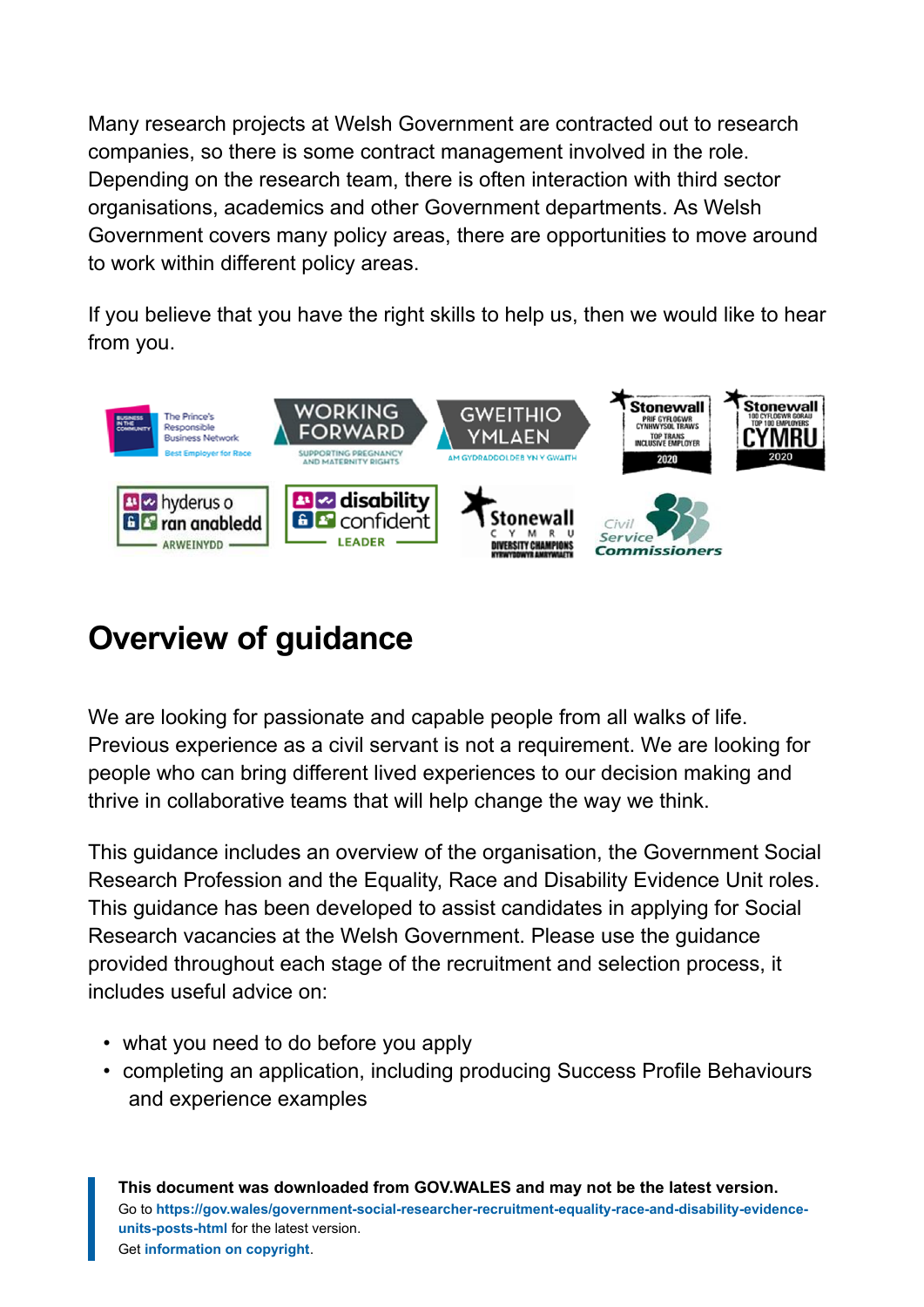Many research projects at Welsh Government are contracted out to research companies, so there is some contract management involved in the role. Depending on the research team, there is often interaction with third sector organisations, academics and other Government departments. As Welsh Government covers many policy areas, there are opportunities to move around to work within different policy areas.

If you believe that you have the right skills to help us, then we would like to hear from you.

## Overview of guidance

We are looking for passionate and capable people from all walks of life. Previous experience as a civil servant is not a requirement. We are looking for people who can bring different lived experiences to our decision making and thrive in collaborative teams that will help change the way we think.

This guidance includes an overview of the organisation, the Government Social Research Profession and the Equality, Race and Disability Evidence Unit roles. This guidance has been developed to assist candidates in applying for Social Research vacancies at the Welsh Government. Please use the guidance provided throughout each stage of the recruitment and selection process, it includes useful advice on:

- what you need to do before you apply
- completing an application, including producing Success Profile Behaviours and experience examples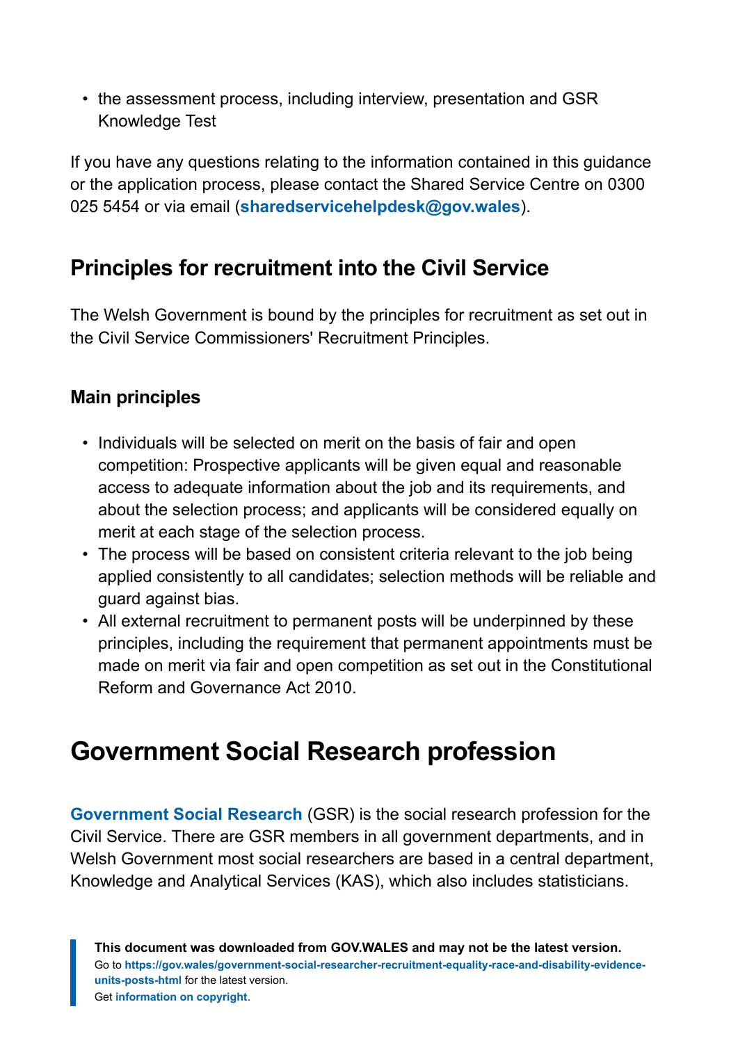- the assessment process, including interview, presentation and GSR Knowledge Test

If you have any questions relating to the information contained in this guidance or the application process, please contact the Shared Service Centre on 0300 025 5454 or via email (**sharedservicehelpdesk@gov.wales**).

## Principles for recruitment into the Civil Service

The Welsh Government is bound by the principles for recruitment as set out in the Civil Service Commissioners' Recruitment Principles.

### Main principles

- Individuals will be selected on merit on the basis of fair and open competition: Prospective applicants will be given equal and reasonable access to adequate information about the job and its requirements, and about the selection process; and applicants will be considered equally on merit at each stage of the selection process.
- The process will be based on consistent criteria relevant to the job being applied consistently to all candidates; selection methods will be reliable and guard against bias.
- All external recruitment to permanent posts will be underpinned by these principles, including the requirement that permanent appointments must be made on merit via fair and open competition as set out in the Constitutional Reform and Governance Act 2010.

# Government Social Research profession

**Government Social Research** (GSR) is the social research profession for the Civil Service. There are GSR members in all government departments, and in Welsh Government most social researchers are based in a central department, Knowledge and Analytical Services (KAS), which also includes statisticians.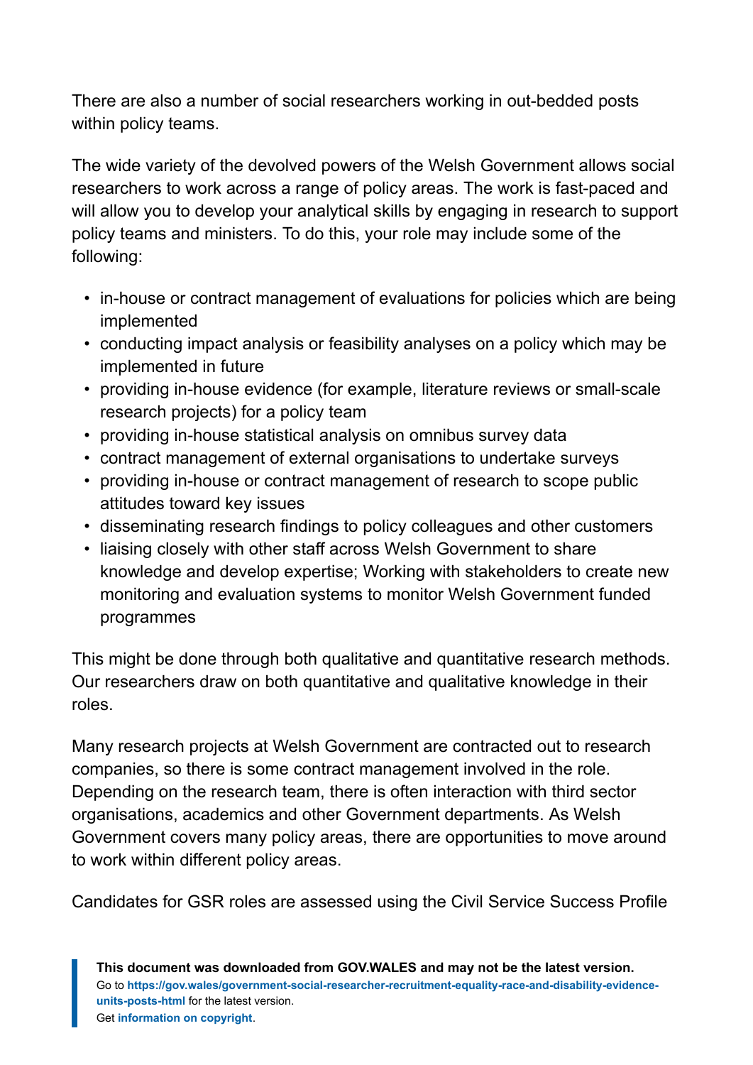There are also a number of social researchers working in out-bedded posts within policy teams.

The wide variety of the devolved powers of the Welsh Government allows social researchers to work across a range of policy areas. The work is fast-paced and will allow you to develop your analytical skills by engaging in research to support policy teams and ministers. To do this, your role may include some of the following:

- in-house or contract management of evaluations for policies which are being implemented
- conducting impact analysis or feasibility analyses on a policy which may be implemented in future
- providing in-house evidence (for example, literature reviews or small-scale research projects) for a policy team
- providing in-house statistical analysis on omnibus survey data
- contract management of external organisations to undertake surveys
- providing in-house or contract management of research to scope public attitudes toward key issues
- disseminating research findings to policy colleagues and other customers
- liaising closely with other staff across Welsh Government to share knowledge and develop expertise; Working with stakeholders to create new monitoring and evaluation systems to monitor Welsh Government funded programmes

This might be done through both qualitative and quantitative research methods. Our researchers draw on both quantitative and qualitative knowledge in their roles.

Many research projects at Welsh Government are contracted out to research companies, so there is some contract management involved in the role. Depending on the research team, there is often interaction with third sector organisations, academics and other Government departments. As Welsh Government covers many policy areas, there are opportunities to move around to work within different policy areas.

Candidates for GSR roles are assessed using the Civil Service Success Profile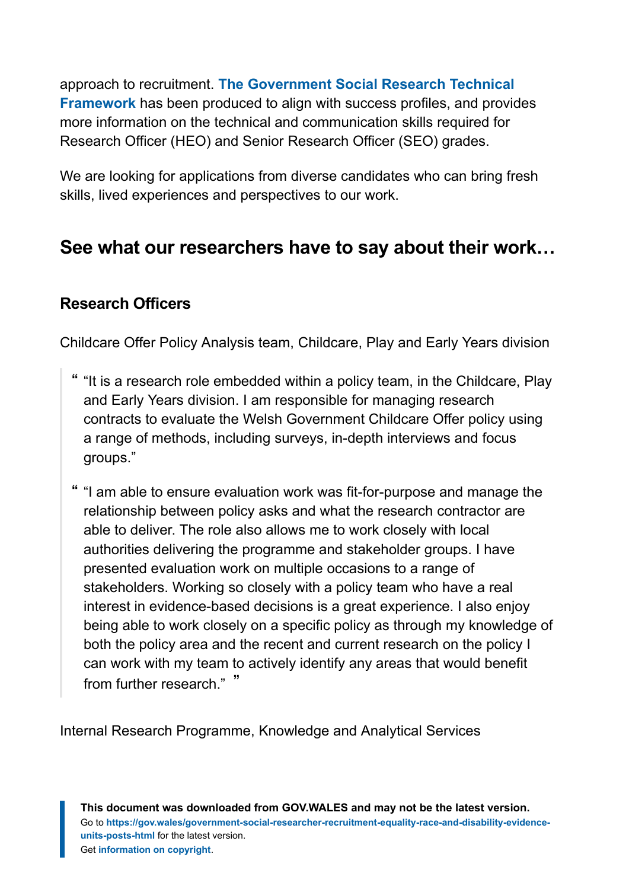approach to recruitment. **The Government Social Research Technical Framework** has been produced to align with success profiles, and provides more information on the technical and communication skills required for Research Officer (HEO) and Senior Research Officer (SEO) grades.

We are looking for applications from diverse candidates who can bring fresh skills, lived experiences and perspectives to our work.

## See what our researchers have to say about their work…

### Research Officers

Childcare Offer Policy Analysis team, Childcare, Play and Early Years division

> "It is a research role embedded within a policy team, in the Childcare, Play and Early Years division. I am responsible for managing research contracts to evaluate the Welsh Government Childcare Offer policy using a range of methods, including surveys, in-depth interviews and focus groups."

> "I am able to ensure evaluation work was fit-for-purpose and manage the relationship between policy asks and what the research contractor are able to deliver. The role also allows me to work closely with local authorities delivering the programme and stakeholder groups. I have presented evaluation work on multiple occasions to a range of stakeholders. Working so closely with a policy team who have a real interest in evidence-based decisions is a great experience. I also enjoy being able to work closely on a specific policy as through my knowledge of both the policy area and the recent and current research on the policy I can work with my team to actively identify any areas that would benefit from further research."

Internal Research Programme, Knowledge and Analytical Services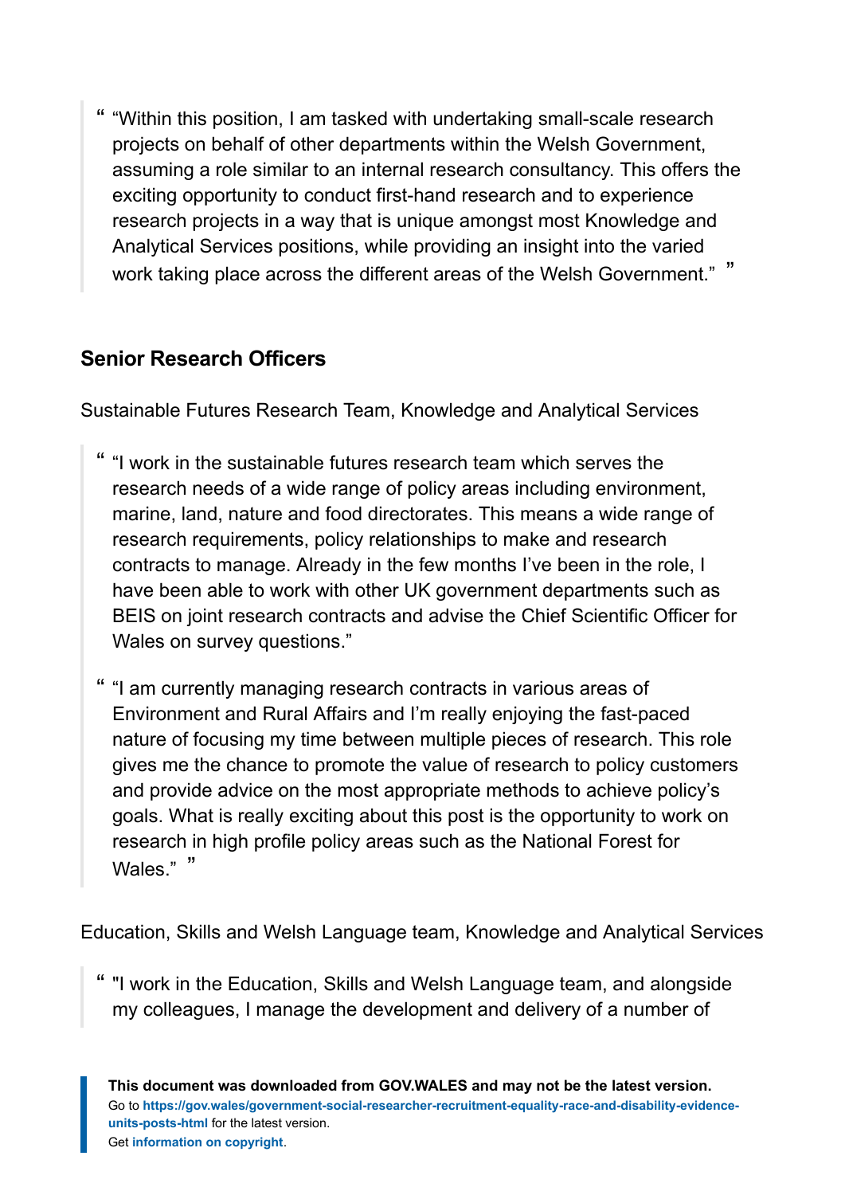> “Within this position, I am tasked with undertaking small-scale research projects on behalf of other departments within the Welsh Government, assuming a role similar to an internal research consultancy. This offers the exciting opportunity to conduct first-hand research and to experience research projects in a way that is unique amongst most Knowledge and Analytical Services positions, while providing an insight into the varied work taking place across the different areas of the Welsh Government.”

### Senior Research Officers

Sustainable Futures Research Team, Knowledge and Analytical Services

> “I work in the sustainable futures research team which serves the research needs of a wide range of policy areas including environment, marine, land, nature and food directorates. This means a wide range of research requirements, policy relationships to make and research contracts to manage. Already in the few months I’ve been in the role, I have been able to work with other UK government departments such as BEIS on joint research contracts and advise the Chief Scientific Officer for Wales on survey questions.”
>
> “I am currently managing research contracts in various areas of Environment and Rural Affairs and I’m really enjoying the fast-paced nature of focusing my time between multiple pieces of research. This role gives me the chance to promote the value of research to policy customers and provide advice on the most appropriate methods to achieve policy’s goals. What is really exciting about this post is the opportunity to work on research in high profile policy areas such as the National Forest for Wales.”

Education, Skills and Welsh Language team, Knowledge and Analytical Services

> "I work in the Education, Skills and Welsh Language team, and alongside my colleagues, I manage the development and delivery of a number of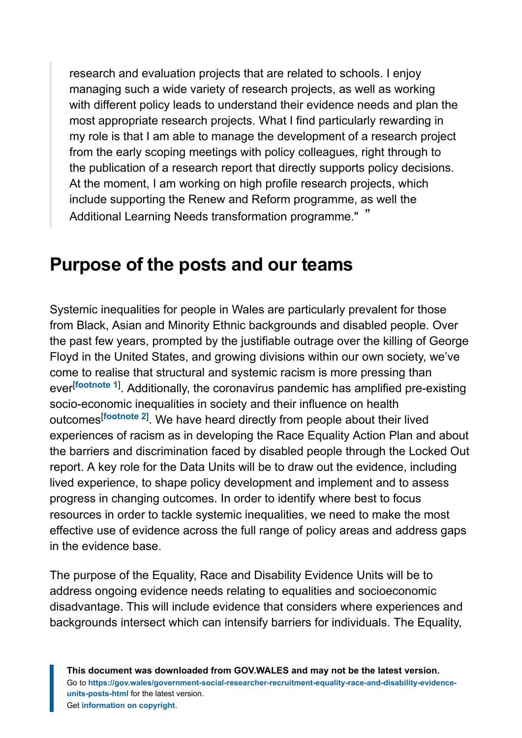> research and evaluation projects that are related to schools. I enjoy managing such a wide variety of research projects, as well as working with different policy leads to understand their evidence needs and plan the most appropriate research projects. What I find particularly rewarding in my role is that I am able to manage the development of a research project from the early scoping meetings with policy colleagues, right through to the publication of a research report that directly supports policy decisions. At the moment, I am working on high profile research projects, which include supporting the Renew and Reform programme, as well the Additional Learning Needs transformation programme." ”

## Purpose of the posts and our teams

Systemic inequalities for people in Wales are particularly prevalent for those from Black, Asian and Minority Ethnic backgrounds and disabled people. Over the past few years, prompted by the justifiable outrage over the killing of George Floyd in the United States, and growing divisions within our own society, we've come to realise that structural and systemic racism is more pressing than ever[footnote 1]. Additionally, the coronavirus pandemic has amplified pre-existing socio-economic inequalities in society and their influence on health outcomes[footnote 2]. We have heard directly from people about their lived experiences of racism as in developing the Race Equality Action Plan and about the barriers and discrimination faced by disabled people through the Locked Out report. A key role for the Data Units will be to draw out the evidence, including lived experience, to shape policy development and implement and to assess progress in changing outcomes. In order to identify where best to focus resources in order to tackle systemic inequalities, we need to make the most effective use of evidence across the full range of policy areas and address gaps in the evidence base.

The purpose of the Equality, Race and Disability Evidence Units will be to address ongoing evidence needs relating to equalities and socioeconomic disadvantage. This will include evidence that considers where experiences and backgrounds intersect which can intensify barriers for individuals. The Equality,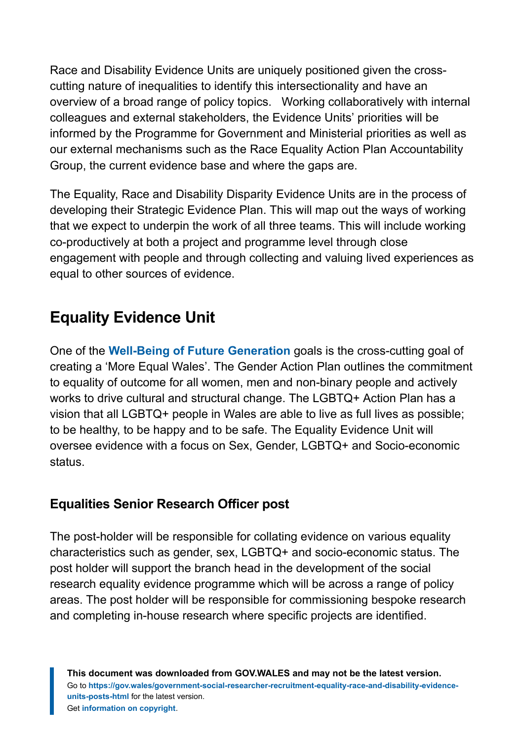Race and Disability Evidence Units are uniquely positioned given the cross-cutting nature of inequalities to identify this intersectionality and have an overview of a broad range of policy topics. Working collaboratively with internal colleagues and external stakeholders, the Evidence Units' priorities will be informed by the Programme for Government and Ministerial priorities as well as our external mechanisms such as the Race Equality Action Plan Accountability Group, the current evidence base and where the gaps are.

The Equality, Race and Disability Disparity Evidence Units are in the process of developing their Strategic Evidence Plan. This will map out the ways of working that we expect to underpin the work of all three teams. This will include working co-productively at both a project and programme level through close engagement with people and through collecting and valuing lived experiences as equal to other sources of evidence.

## Equality Evidence Unit

One of the **Well-Being of Future Generation** goals is the cross-cutting goal of creating a 'More Equal Wales'. The Gender Action Plan outlines the commitment to equality of outcome for all women, men and non-binary people and actively works to drive cultural and structural change. The LGBTQ+ Action Plan has a vision that all LGBTQ+ people in Wales are able to live as full lives as possible; to be healthy, to be happy and to be safe. The Equality Evidence Unit will oversee evidence with a focus on Sex, Gender, LGBTQ+ and Socio-economic status.

### Equalities Senior Research Officer post

The post-holder will be responsible for collating evidence on various equality characteristics such as gender, sex, LGBTQ+ and socio-economic status. The post holder will support the branch head in the development of the social research equality evidence programme which will be across a range of policy areas. The post holder will be responsible for commissioning bespoke research and completing in-house research where specific projects are identified.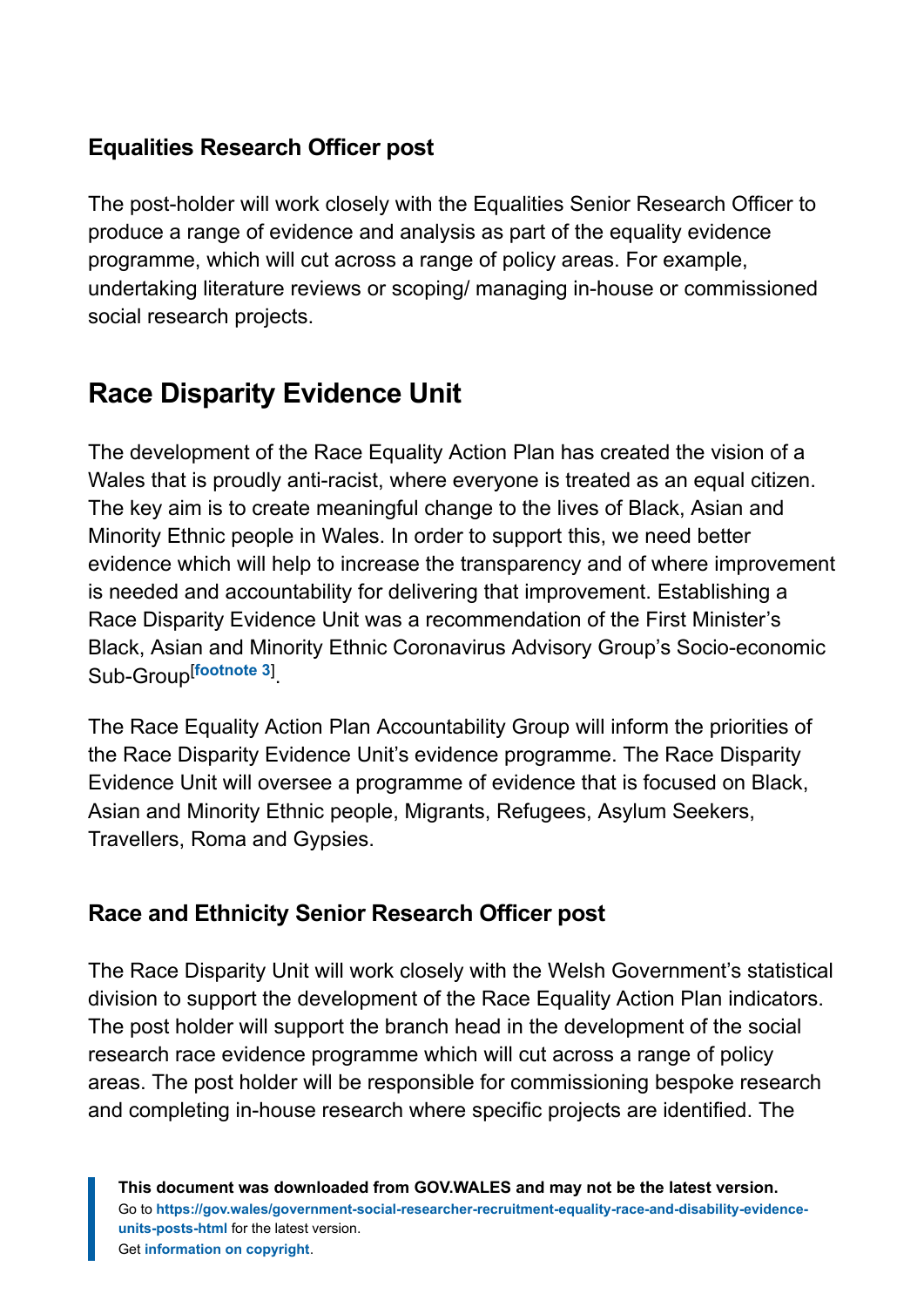### Equalities Research Officer post

The post-holder will work closely with the Equalities Senior Research Officer to produce a range of evidence and analysis as part of the equality evidence programme, which will cut across a range of policy areas. For example, undertaking literature reviews or scoping/ managing in-house or commissioned social research projects.

## Race Disparity Evidence Unit

The development of the Race Equality Action Plan has created the vision of a Wales that is proudly anti-racist, where everyone is treated as an equal citizen. The key aim is to create meaningful change to the lives of Black, Asian and Minority Ethnic people in Wales. In order to support this, we need better evidence which will help to increase the transparency and of where improvement is needed and accountability for delivering that improvement. Establishing a Race Disparity Evidence Unit was a recommendation of the First Minister's Black, Asian and Minority Ethnic Coronavirus Advisory Group's Socio-economic Sub-Group[footnote 3].

The Race Equality Action Plan Accountability Group will inform the priorities of the Race Disparity Evidence Unit's evidence programme. The Race Disparity Evidence Unit will oversee a programme of evidence that is focused on Black, Asian and Minority Ethnic people, Migrants, Refugees, Asylum Seekers, Travellers, Roma and Gypsies.

### Race and Ethnicity Senior Research Officer post

The Race Disparity Unit will work closely with the Welsh Government's statistical division to support the development of the Race Equality Action Plan indicators. The post holder will support the branch head in the development of the social research race evidence programme which will cut across a range of policy areas. The post holder will be responsible for commissioning bespoke research and completing in-house research where specific projects are identified. The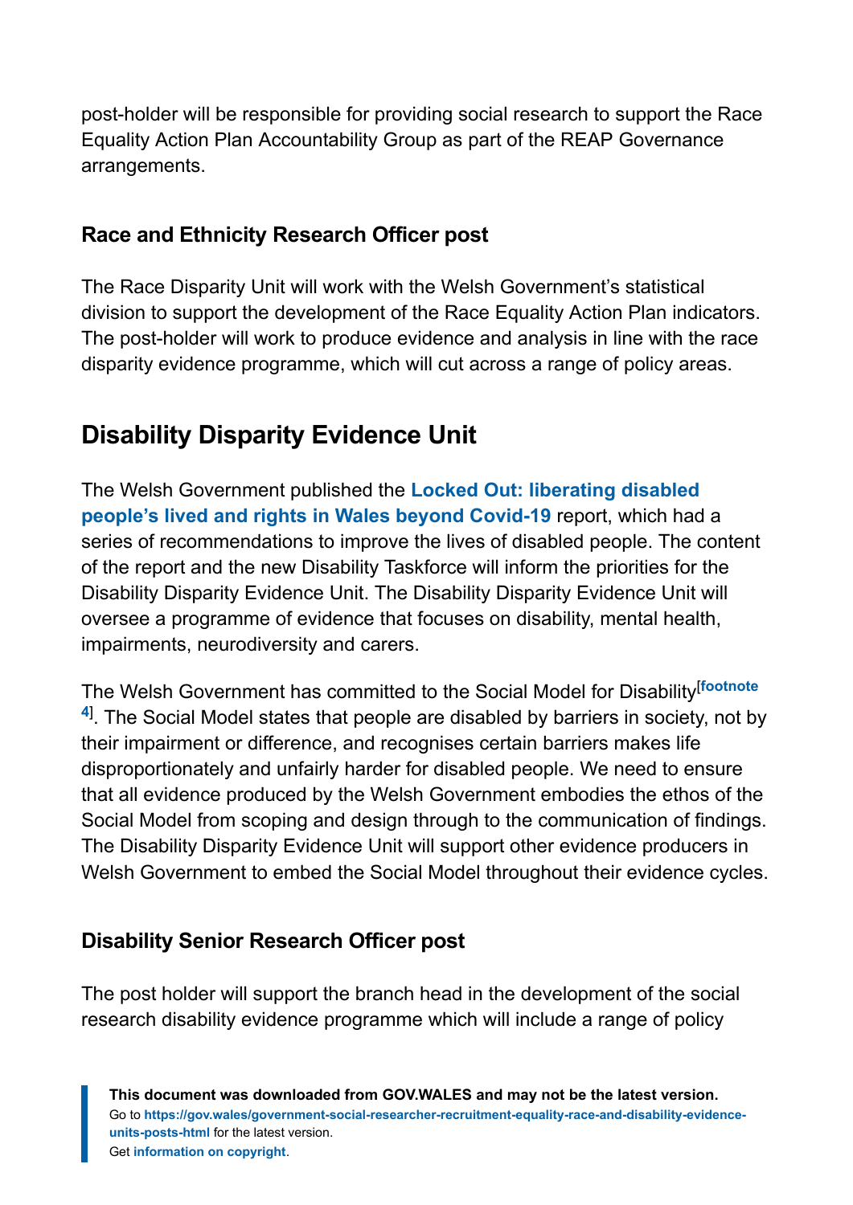post-holder will be responsible for providing social research to support the Race Equality Action Plan Accountability Group as part of the REAP Governance arrangements.

### Race and Ethnicity Research Officer post

The Race Disparity Unit will work with the Welsh Government's statistical division to support the development of the Race Equality Action Plan indicators. The post-holder will work to produce evidence and analysis in line with the race disparity evidence programme, which will cut across a range of policy areas.

## Disability Disparity Evidence Unit

The Welsh Government published the **Locked Out: liberating disabled people's lived and rights in Wales beyond Covid-19** report, which had a series of recommendations to improve the lives of disabled people. The content of the report and the new Disability Taskforce will inform the priorities for the Disability Disparity Evidence Unit. The Disability Disparity Evidence Unit will oversee a programme of evidence that focuses on disability, mental health, impairments, neurodiversity and carers.

The Welsh Government has committed to the Social Model for Disability[footnote 4]. The Social Model states that people are disabled by barriers in society, not by their impairment or difference, and recognises certain barriers makes life disproportionately and unfairly harder for disabled people. We need to ensure that all evidence produced by the Welsh Government embodies the ethos of the Social Model from scoping and design through to the communication of findings. The Disability Disparity Evidence Unit will support other evidence producers in Welsh Government to embed the Social Model throughout their evidence cycles.

### Disability Senior Research Officer post

The post holder will support the branch head in the development of the social research disability evidence programme which will include a range of policy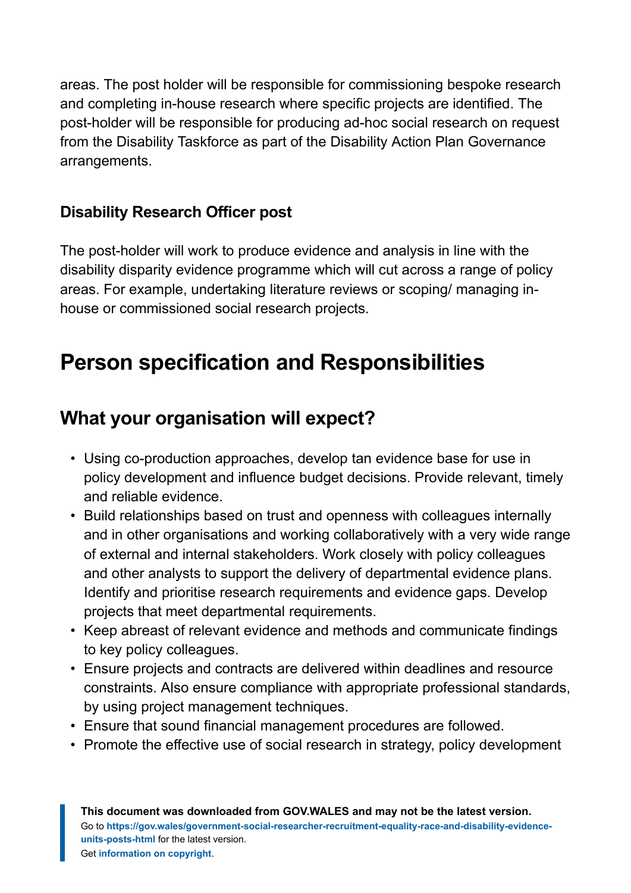areas. The post holder will be responsible for commissioning bespoke research and completing in-house research where specific projects are identified. The post-holder will be responsible for producing ad-hoc social research on request from the Disability Taskforce as part of the Disability Action Plan Governance arrangements.

### Disability Research Officer post

The post-holder will work to produce evidence and analysis in line with the disability disparity evidence programme which will cut across a range of policy areas. For example, undertaking literature reviews or scoping/ managing in-house or commissioned social research projects.

# Person specification and Responsibilities

## What your organisation will expect?

- Using co-production approaches, develop tan evidence base for use in policy development and influence budget decisions. Provide relevant, timely and reliable evidence.
- Build relationships based on trust and openness with colleagues internally and in other organisations and working collaboratively with a very wide range of external and internal stakeholders. Work closely with policy colleagues and other analysts to support the delivery of departmental evidence plans. Identify and prioritise research requirements and evidence gaps. Develop projects that meet departmental requirements.
- Keep abreast of relevant evidence and methods and communicate findings to key policy colleagues.
- Ensure projects and contracts are delivered within deadlines and resource constraints. Also ensure compliance with appropriate professional standards, by using project management techniques.
- Ensure that sound financial management procedures are followed.
- Promote the effective use of social research in strategy, policy development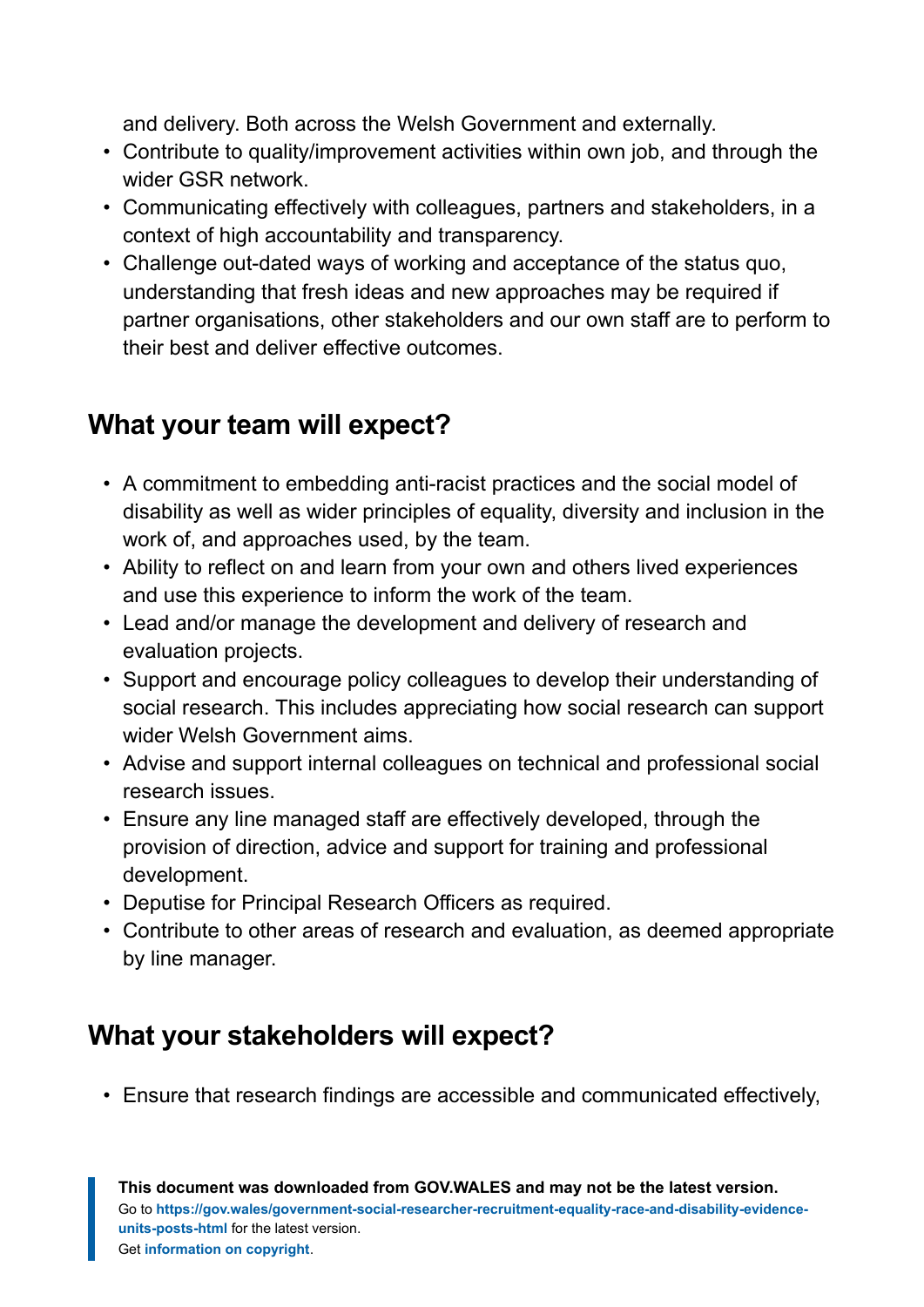and delivery. Both across the Welsh Government and externally.

- Contribute to quality/improvement activities within own job, and through the wider GSR network.
- Communicating effectively with colleagues, partners and stakeholders, in a context of high accountability and transparency.
- Challenge out-dated ways of working and acceptance of the status quo, understanding that fresh ideas and new approaches may be required if partner organisations, other stakeholders and our own staff are to perform to their best and deliver effective outcomes.

## What your team will expect?

- A commitment to embedding anti-racist practices and the social model of disability as well as wider principles of equality, diversity and inclusion in the work of, and approaches used, by the team.
- Ability to reflect on and learn from your own and others lived experiences and use this experience to inform the work of the team.
- Lead and/or manage the development and delivery of research and evaluation projects.
- Support and encourage policy colleagues to develop their understanding of social research. This includes appreciating how social research can support wider Welsh Government aims.
- Advise and support internal colleagues on technical and professional social research issues.
- Ensure any line managed staff are effectively developed, through the provision of direction, advice and support for training and professional development.
- Deputise for Principal Research Officers as required.
- Contribute to other areas of research and evaluation, as deemed appropriate by line manager.

## What your stakeholders will expect?

- Ensure that research findings are accessible and communicated effectively,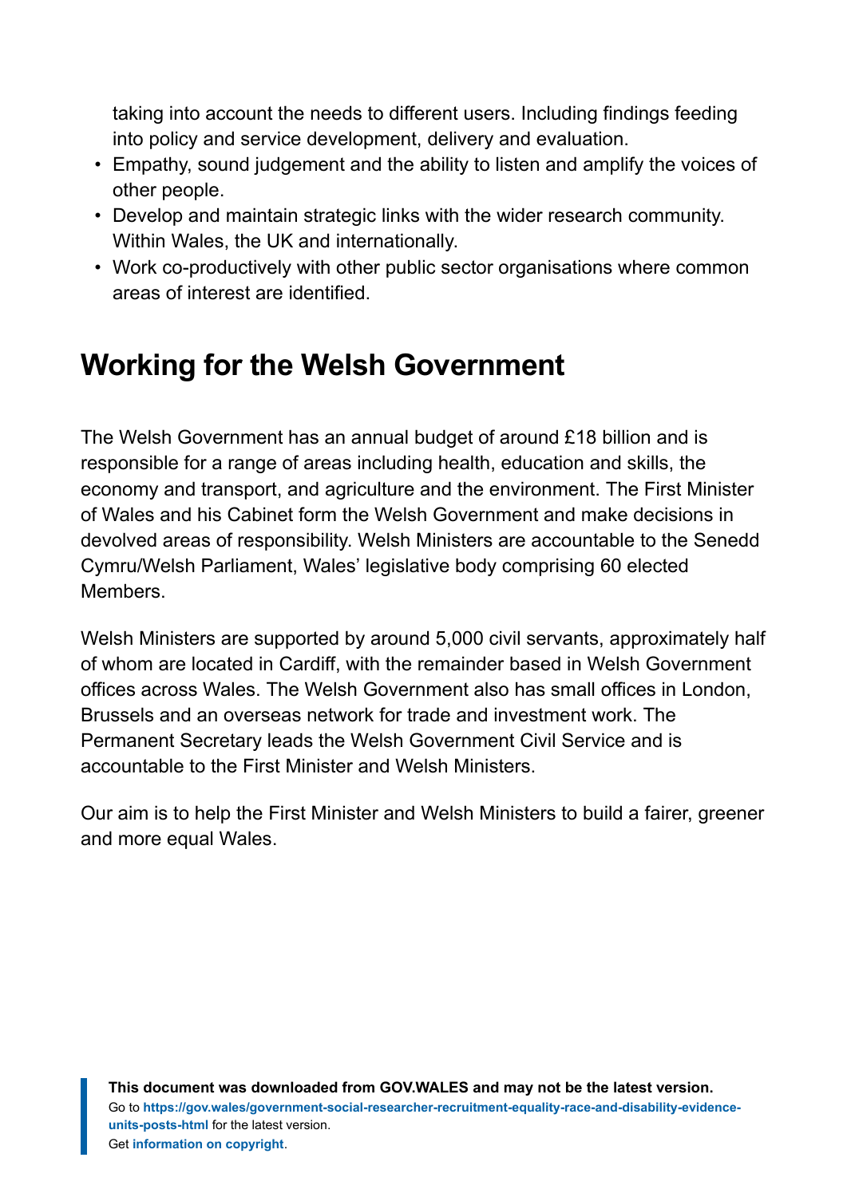taking into account the needs to different users. Including findings feeding into policy and service development, delivery and evaluation.

- Empathy, sound judgement and the ability to listen and amplify the voices of other people.
- Develop and maintain strategic links with the wider research community. Within Wales, the UK and internationally.
- Work co-productively with other public sector organisations where common areas of interest are identified.

## Working for the Welsh Government

The Welsh Government has an annual budget of around £18 billion and is responsible for a range of areas including health, education and skills, the economy and transport, and agriculture and the environment. The First Minister of Wales and his Cabinet form the Welsh Government and make decisions in devolved areas of responsibility. Welsh Ministers are accountable to the Senedd Cymru/Welsh Parliament, Wales' legislative body comprising 60 elected Members.

Welsh Ministers are supported by around 5,000 civil servants, approximately half of whom are located in Cardiff, with the remainder based in Welsh Government offices across Wales. The Welsh Government also has small offices in London, Brussels and an overseas network for trade and investment work. The Permanent Secretary leads the Welsh Government Civil Service and is accountable to the First Minister and Welsh Ministers.

Our aim is to help the First Minister and Welsh Ministers to build a fairer, greener and more equal Wales.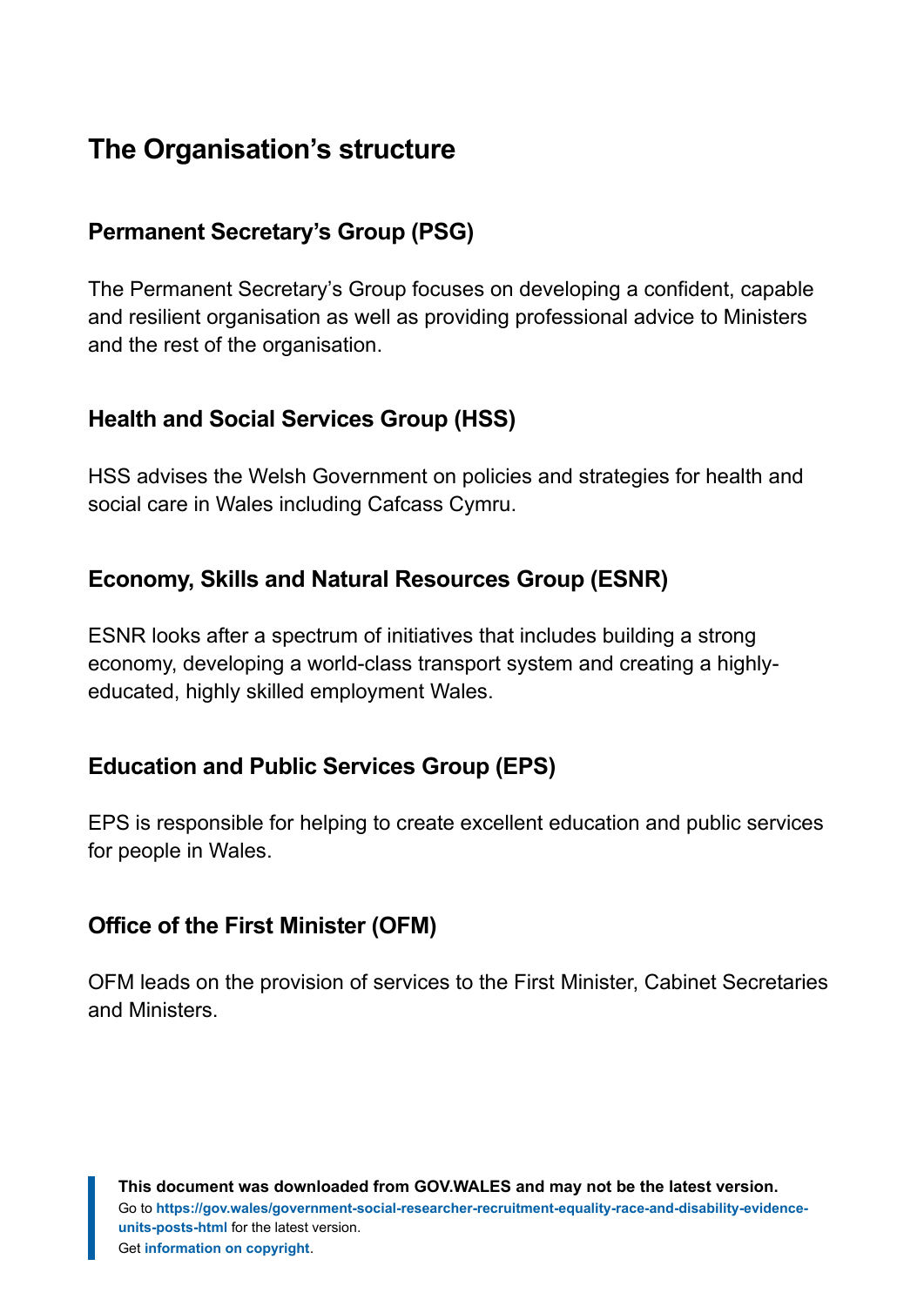## The Organisation's structure

### Permanent Secretary's Group (PSG)

The Permanent Secretary's Group focuses on developing a confident, capable and resilient organisation as well as providing professional advice to Ministers and the rest of the organisation.

### Health and Social Services Group (HSS)

HSS advises the Welsh Government on policies and strategies for health and social care in Wales including Cafcass Cymru.

### Economy, Skills and Natural Resources Group (ESNR)

ESNR looks after a spectrum of initiatives that includes building a strong economy, developing a world-class transport system and creating a highly-educated, highly skilled employment Wales.

### Education and Public Services Group (EPS)

EPS is responsible for helping to create excellent education and public services for people in Wales.

### Office of the First Minister (OFM)

OFM leads on the provision of services to the First Minister, Cabinet Secretaries and Ministers.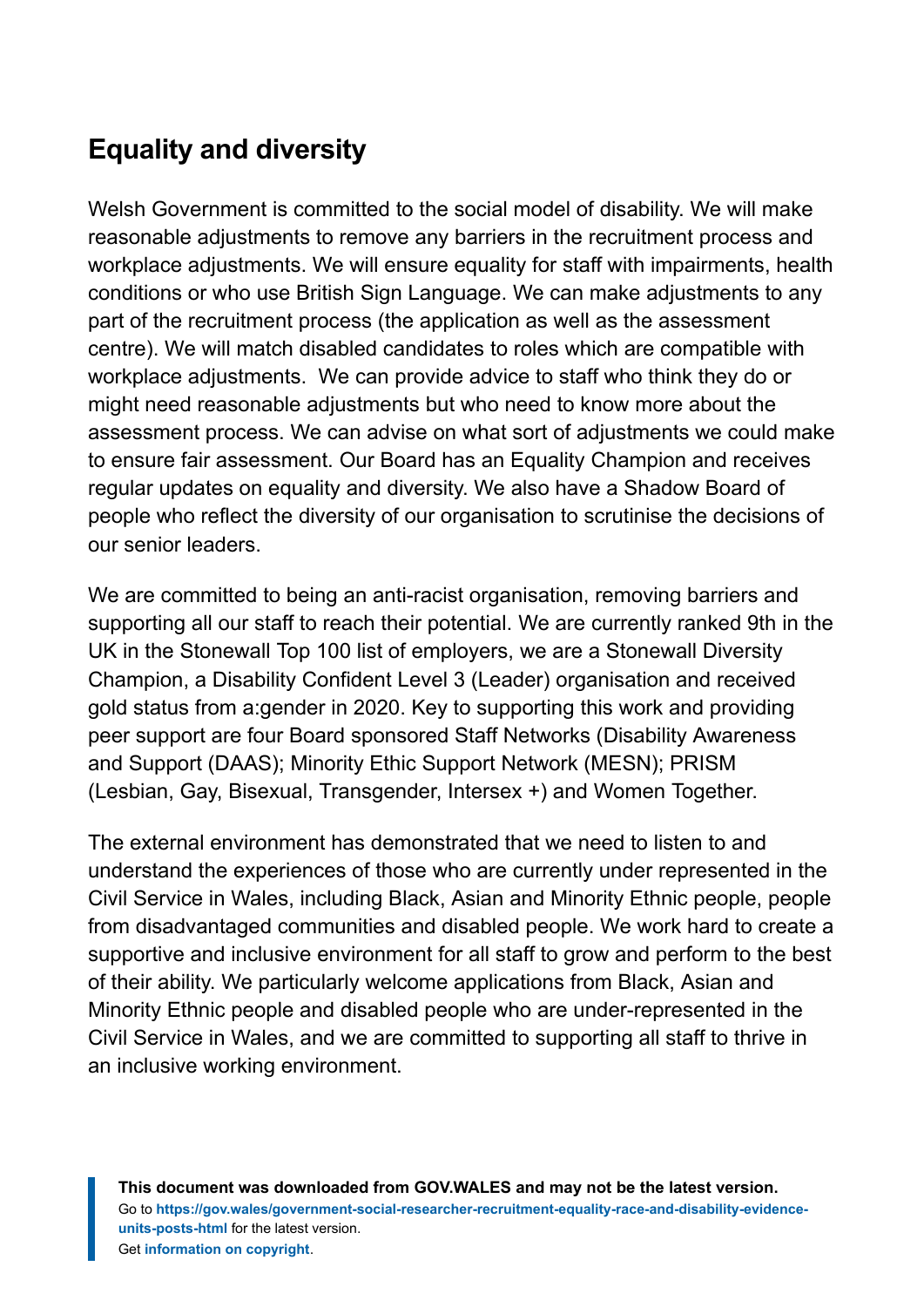## Equality and diversity

Welsh Government is committed to the social model of disability. We will make reasonable adjustments to remove any barriers in the recruitment process and workplace adjustments. We will ensure equality for staff with impairments, health conditions or who use British Sign Language. We can make adjustments to any part of the recruitment process (the application as well as the assessment centre). We will match disabled candidates to roles which are compatible with workplace adjustments. We can provide advice to staff who think they do or might need reasonable adjustments but who need to know more about the assessment process. We can advise on what sort of adjustments we could make to ensure fair assessment. Our Board has an Equality Champion and receives regular updates on equality and diversity. We also have a Shadow Board of people who reflect the diversity of our organisation to scrutinise the decisions of our senior leaders.

We are committed to being an anti-racist organisation, removing barriers and supporting all our staff to reach their potential. We are currently ranked 9th in the UK in the Stonewall Top 100 list of employers, we are a Stonewall Diversity Champion, a Disability Confident Level 3 (Leader) organisation and received gold status from a:gender in 2020. Key to supporting this work and providing peer support are four Board sponsored Staff Networks (Disability Awareness and Support (DAAS); Minority Ethic Support Network (MESN); PRISM (Lesbian, Gay, Bisexual, Transgender, Intersex +) and Women Together.

The external environment has demonstrated that we need to listen to and understand the experiences of those who are currently under represented in the Civil Service in Wales, including Black, Asian and Minority Ethnic people, people from disadvantaged communities and disabled people. We work hard to create a supportive and inclusive environment for all staff to grow and perform to the best of their ability. We particularly welcome applications from Black, Asian and Minority Ethnic people and disabled people who are under-represented in the Civil Service in Wales, and we are committed to supporting all staff to thrive in an inclusive working environment.

**This document was downloaded from GOV.WALES and may not be the latest version.**
Go to **https://gov.wales/government-social-researcher-recruitment-equality-race-and-disability-evidence-units-posts-html** for the latest version.
Get **information on copyright**.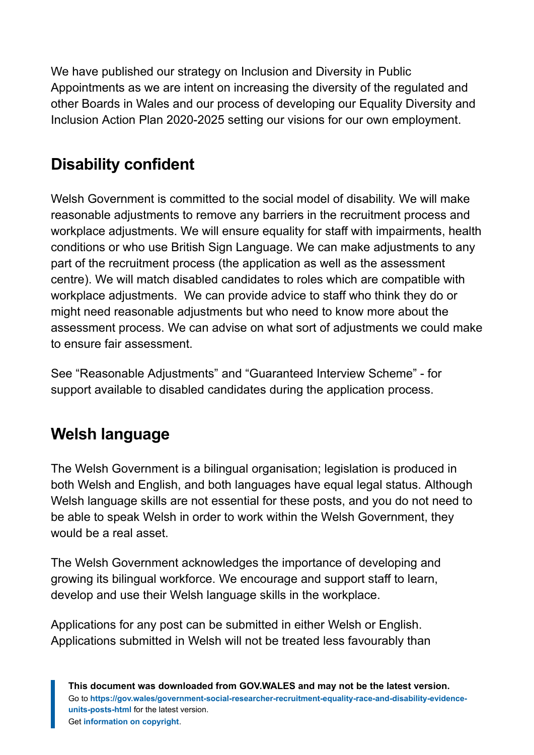We have published our strategy on Inclusion and Diversity in Public Appointments as we are intent on increasing the diversity of the regulated and other Boards in Wales and our process of developing our Equality Diversity and Inclusion Action Plan 2020-2025 setting our visions for our own employment.

## Disability confident

Welsh Government is committed to the social model of disability. We will make reasonable adjustments to remove any barriers in the recruitment process and workplace adjustments. We will ensure equality for staff with impairments, health conditions or who use British Sign Language. We can make adjustments to any part of the recruitment process (the application as well as the assessment centre). We will match disabled candidates to roles which are compatible with workplace adjustments. We can provide advice to staff who think they do or might need reasonable adjustments but who need to know more about the assessment process. We can advise on what sort of adjustments we could make to ensure fair assessment.

See "Reasonable Adjustments" and "Guaranteed Interview Scheme" - for support available to disabled candidates during the application process.

## Welsh language

The Welsh Government is a bilingual organisation; legislation is produced in both Welsh and English, and both languages have equal legal status. Although Welsh language skills are not essential for these posts, and you do not need to be able to speak Welsh in order to work within the Welsh Government, they would be a real asset.

The Welsh Government acknowledges the importance of developing and growing its bilingual workforce. We encourage and support staff to learn, develop and use their Welsh language skills in the workplace.

Applications for any post can be submitted in either Welsh or English. Applications submitted in Welsh will not be treated less favourably than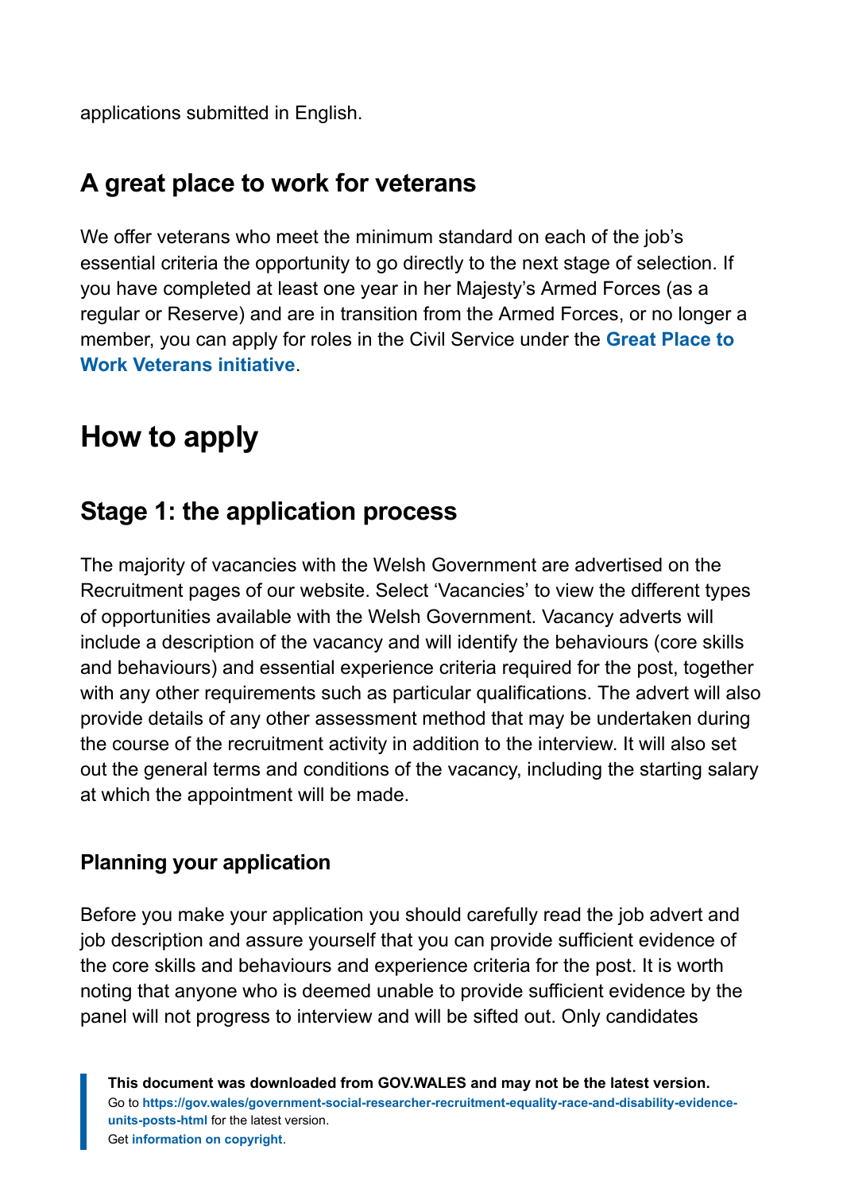applications submitted in English.

### A great place to work for veterans

We offer veterans who meet the minimum standard on each of the job's essential criteria the opportunity to go directly to the next stage of selection. If you have completed at least one year in her Majesty's Armed Forces (as a regular or Reserve) and are in transition from the Armed Forces, or no longer a member, you can apply for roles in the Civil Service under the **Great Place to Work Veterans initiative**.

## How to apply

### Stage 1: the application process

The majority of vacancies with the Welsh Government are advertised on the Recruitment pages of our website. Select 'Vacancies' to view the different types of opportunities available with the Welsh Government. Vacancy adverts will include a description of the vacancy and will identify the behaviours (core skills and behaviours) and essential experience criteria required for the post, together with any other requirements such as particular qualifications. The advert will also provide details of any other assessment method that may be undertaken during the course of the recruitment activity in addition to the interview. It will also set out the general terms and conditions of the vacancy, including the starting salary at which the appointment will be made.

#### Planning your application

Before you make your application you should carefully read the job advert and job description and assure yourself that you can provide sufficient evidence of the core skills and behaviours and experience criteria for the post. It is worth noting that anyone who is deemed unable to provide sufficient evidence by the panel will not progress to interview and will be sifted out. Only candidates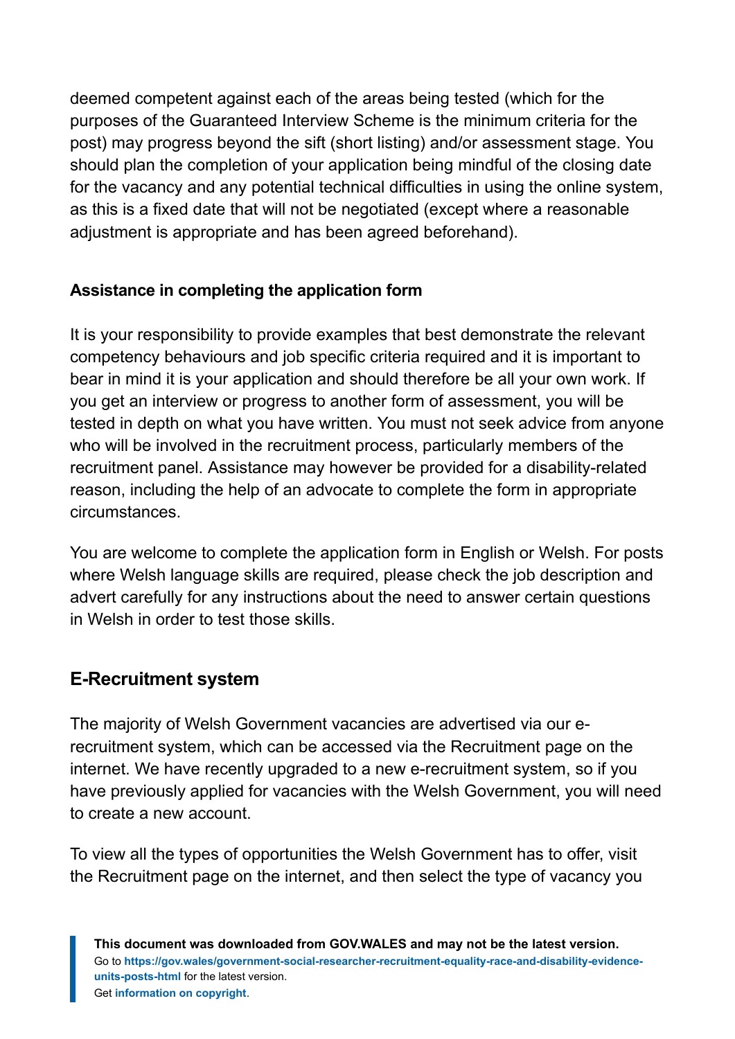deemed competent against each of the areas being tested (which for the purposes of the Guaranteed Interview Scheme is the minimum criteria for the post) may progress beyond the sift (short listing) and/or assessment stage. You should plan the completion of your application being mindful of the closing date for the vacancy and any potential technical difficulties in using the online system, as this is a fixed date that will not be negotiated (except where a reasonable adjustment is appropriate and has been agreed beforehand).

**Assistance in completing the application form**

It is your responsibility to provide examples that best demonstrate the relevant competency behaviours and job specific criteria required and it is important to bear in mind it is your application and should therefore be all your own work. If you get an interview or progress to another form of assessment, you will be tested in depth on what you have written. You must not seek advice from anyone who will be involved in the recruitment process, particularly members of the recruitment panel. Assistance may however be provided for a disability-related reason, including the help of an advocate to complete the form in appropriate circumstances.

You are welcome to complete the application form in English or Welsh. For posts where Welsh language skills are required, please check the job description and advert carefully for any instructions about the need to answer certain questions in Welsh in order to test those skills.

## E-Recruitment system

The majority of Welsh Government vacancies are advertised via our e-recruitment system, which can be accessed via the Recruitment page on the internet. We have recently upgraded to a new e-recruitment system, so if you have previously applied for vacancies with the Welsh Government, you will need to create a new account.

To view all the types of opportunities the Welsh Government has to offer, visit the Recruitment page on the internet, and then select the type of vacancy you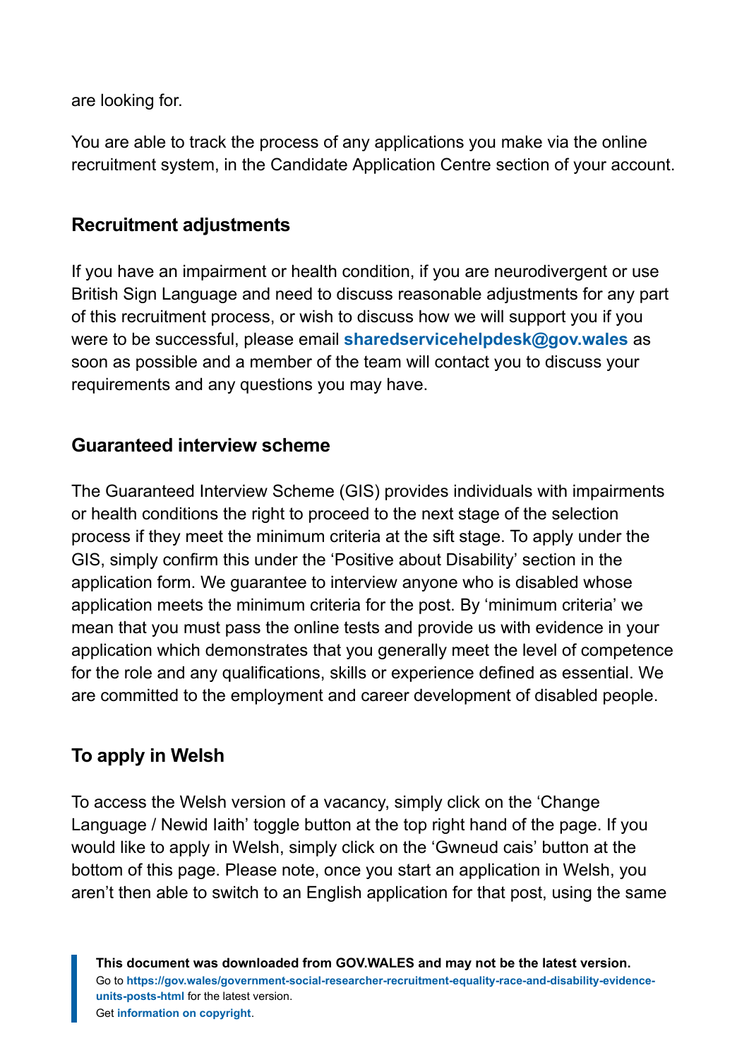are looking for.

You are able to track the process of any applications you make via the online recruitment system, in the Candidate Application Centre section of your account.

### Recruitment adjustments

If you have an impairment or health condition, if you are neurodivergent or use British Sign Language and need to discuss reasonable adjustments for any part of this recruitment process, or wish to discuss how we will support you if you were to be successful, please email **sharedservicehelpdesk@gov.wales** as soon as possible and a member of the team will contact you to discuss your requirements and any questions you may have.

### Guaranteed interview scheme

The Guaranteed Interview Scheme (GIS) provides individuals with impairments or health conditions the right to proceed to the next stage of the selection process if they meet the minimum criteria at the sift stage. To apply under the GIS, simply confirm this under the 'Positive about Disability' section in the application form. We guarantee to interview anyone who is disabled whose application meets the minimum criteria for the post. By 'minimum criteria' we mean that you must pass the online tests and provide us with evidence in your application which demonstrates that you generally meet the level of competence for the role and any qualifications, skills or experience defined as essential. We are committed to the employment and career development of disabled people.

### To apply in Welsh

To access the Welsh version of a vacancy, simply click on the 'Change Language / Newid Iaith' toggle button at the top right hand of the page. If you would like to apply in Welsh, simply click on the 'Gwneud cais' button at the bottom of this page. Please note, once you start an application in Welsh, you aren't then able to switch to an English application for that post, using the same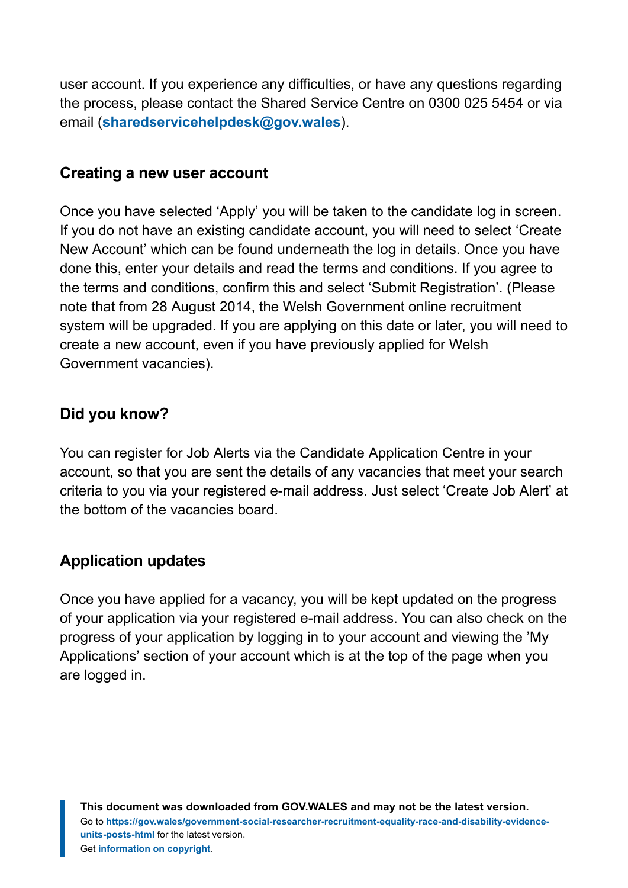user account. If you experience any difficulties, or have any questions regarding the process, please contact the Shared Service Centre on 0300 025 5454 or via email (**sharedservicehelpdesk@gov.wales**).

### Creating a new user account

Once you have selected ‘Apply’ you will be taken to the candidate log in screen. If you do not have an existing candidate account, you will need to select ‘Create New Account’ which can be found underneath the log in details. Once you have done this, enter your details and read the terms and conditions. If you agree to the terms and conditions, confirm this and select ‘Submit Registration’. (Please note that from 28 August 2014, the Welsh Government online recruitment system will be upgraded. If you are applying on this date or later, you will need to create a new account, even if you have previously applied for Welsh Government vacancies).

### Did you know?

You can register for Job Alerts via the Candidate Application Centre in your account, so that you are sent the details of any vacancies that meet your search criteria to you via your registered e-mail address. Just select ‘Create Job Alert’ at the bottom of the vacancies board.

### Application updates

Once you have applied for a vacancy, you will be kept updated on the progress of your application via your registered e-mail address. You can also check on the progress of your application by logging in to your account and viewing the ’My Applications’ section of your account which is at the top of the page when you are logged in.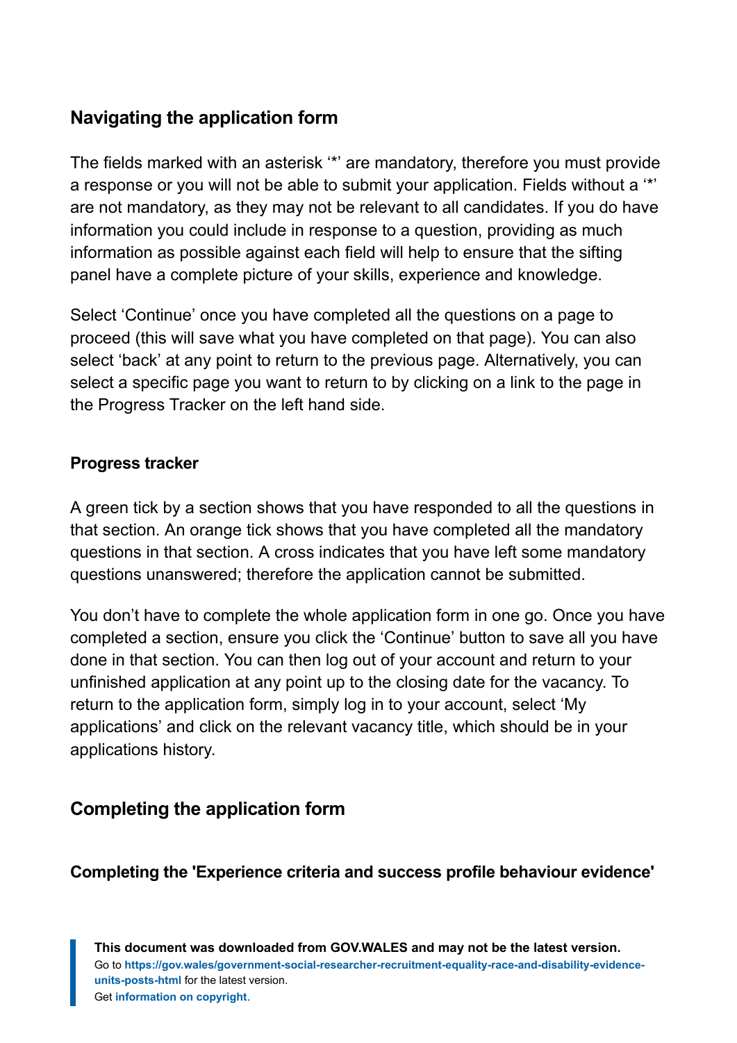## Navigating the application form

The fields marked with an asterisk '*' are mandatory, therefore you must provide a response or you will not be able to submit your application. Fields without a '*' are not mandatory, as they may not be relevant to all candidates. If you do have information you could include in response to a question, providing as much information as possible against each field will help to ensure that the sifting panel have a complete picture of your skills, experience and knowledge.

Select 'Continue' once you have completed all the questions on a page to proceed (this will save what you have completed on that page). You can also select 'back' at any point to return to the previous page. Alternatively, you can select a specific page you want to return to by clicking on a link to the page in the Progress Tracker on the left hand side.

### Progress tracker

A green tick by a section shows that you have responded to all the questions in that section. An orange tick shows that you have completed all the mandatory questions in that section. A cross indicates that you have left some mandatory questions unanswered; therefore the application cannot be submitted.

You don't have to complete the whole application form in one go. Once you have completed a section, ensure you click the 'Continue' button to save all you have done in that section. You can then log out of your account and return to your unfinished application at any point up to the closing date for the vacancy. To return to the application form, simply log in to your account, select 'My applications' and click on the relevant vacancy title, which should be in your applications history.

## Completing the application form

### Completing the 'Experience criteria and success profile behaviour evidence'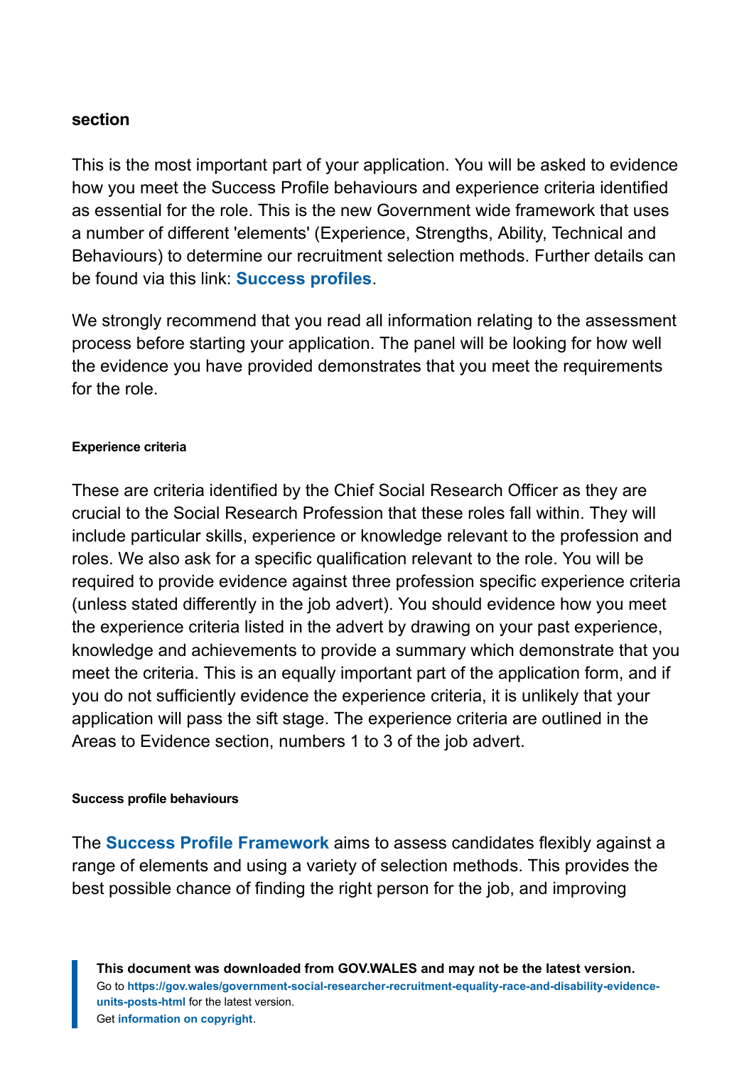**section**

This is the most important part of your application. You will be asked to evidence how you meet the Success Profile behaviours and experience criteria identified as essential for the role. This is the new Government wide framework that uses a number of different 'elements' (Experience, Strengths, Ability, Technical and Behaviours) to determine our recruitment selection methods. Further details can be found via this link: **Success profiles**.

We strongly recommend that you read all information relating to the assessment process before starting your application. The panel will be looking for how well the evidence you have provided demonstrates that you meet the requirements for the role.

##### Experience criteria

These are criteria identified by the Chief Social Research Officer as they are crucial to the Social Research Profession that these roles fall within. They will include particular skills, experience or knowledge relevant to the profession and roles. We also ask for a specific qualification relevant to the role. You will be required to provide evidence against three profession specific experience criteria (unless stated differently in the job advert). You should evidence how you meet the experience criteria listed in the advert by drawing on your past experience, knowledge and achievements to provide a summary which demonstrate that you meet the criteria. This is an equally important part of the application form, and if you do not sufficiently evidence the experience criteria, it is unlikely that your application will pass the sift stage. The experience criteria are outlined in the Areas to Evidence section, numbers 1 to 3 of the job advert.

##### Success profile behaviours

The **Success Profile Framework** aims to assess candidates flexibly against a range of elements and using a variety of selection methods. This provides the best possible chance of finding the right person for the job, and improving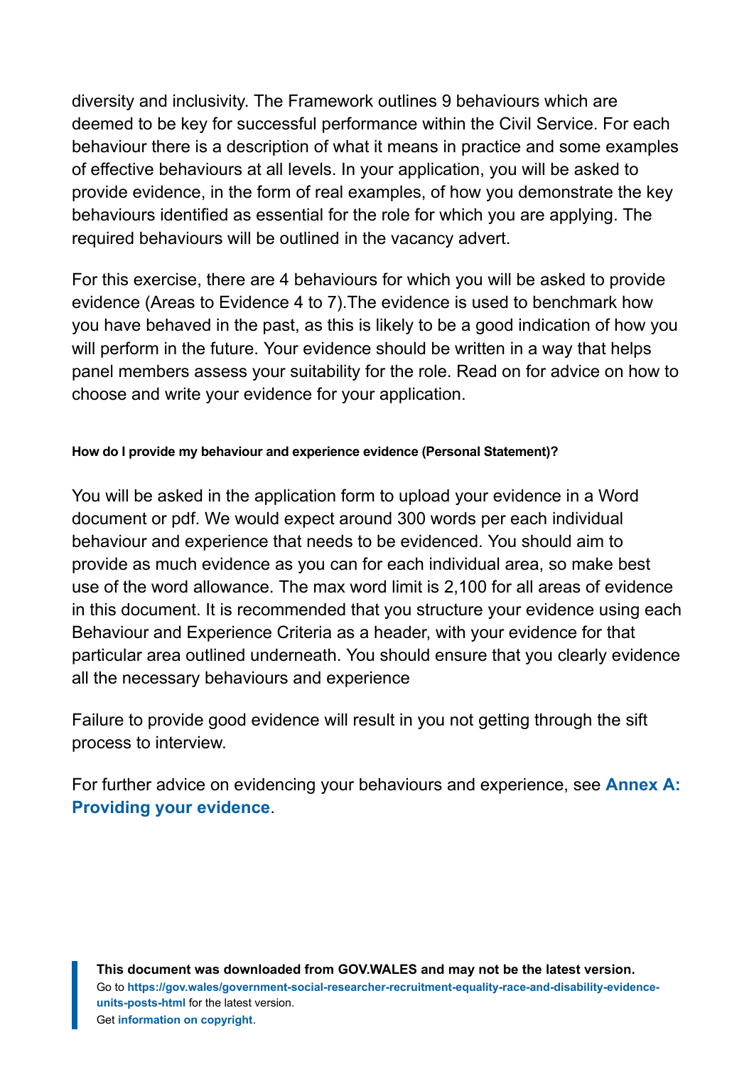diversity and inclusivity. The Framework outlines 9 behaviours which are deemed to be key for successful performance within the Civil Service. For each behaviour there is a description of what it means in practice and some examples of effective behaviours at all levels. In your application, you will be asked to provide evidence, in the form of real examples, of how you demonstrate the key behaviours identified as essential for the role for which you are applying. The required behaviours will be outlined in the vacancy advert.

For this exercise, there are 4 behaviours for which you will be asked to provide evidence (Areas to Evidence 4 to 7).The evidence is used to benchmark how you have behaved in the past, as this is likely to be a good indication of how you will perform in the future. Your evidence should be written in a way that helps panel members assess your suitability for the role. Read on for advice on how to choose and write your evidence for your application.

#### How do I provide my behaviour and experience evidence (Personal Statement)?

You will be asked in the application form to upload your evidence in a Word document or pdf. We would expect around 300 words per each individual behaviour and experience that needs to be evidenced. You should aim to provide as much evidence as you can for each individual area, so make best use of the word allowance. The max word limit is 2,100 for all areas of evidence in this document. It is recommended that you structure your evidence using each Behaviour and Experience Criteria as a header, with your evidence for that particular area outlined underneath. You should ensure that you clearly evidence all the necessary behaviours and experience

Failure to provide good evidence will result in you not getting through the sift process to interview.

For further advice on evidencing your behaviours and experience, see **Annex A: Providing your evidence**.

**This document was downloaded from GOV.WALES and may not be the latest version.**
Go to **https://gov.wales/government-social-researcher-recruitment-equality-race-and-disability-evidence-units-posts-html** for the latest version.
Get **information on copyright**.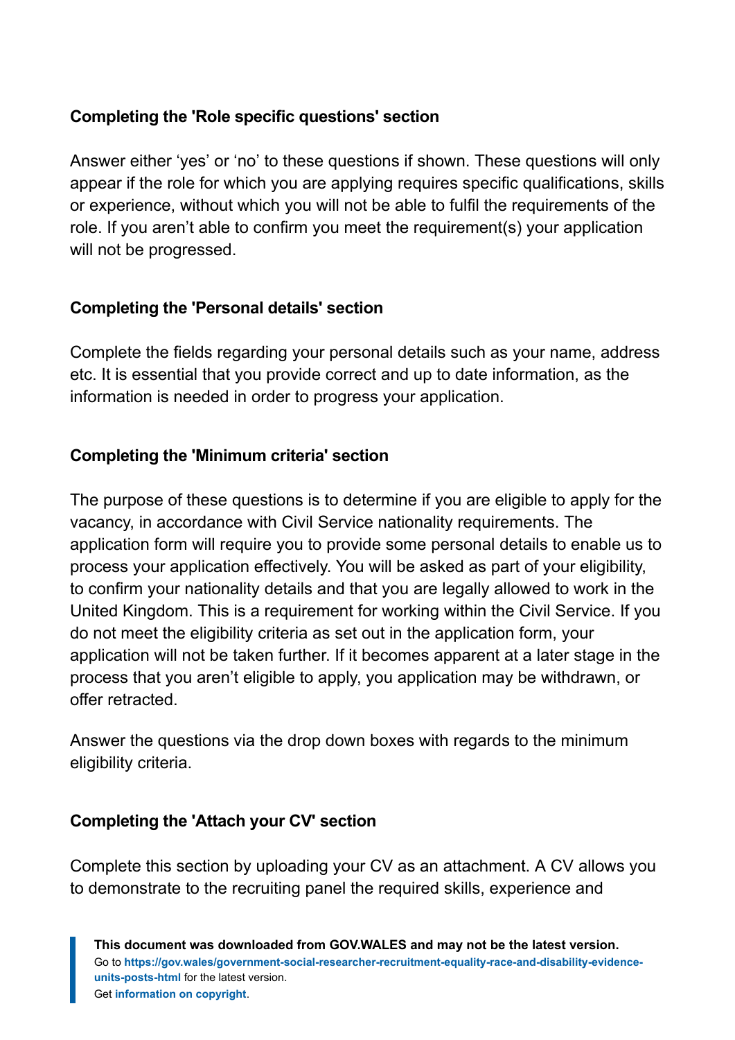### Completing the 'Role specific questions' section

Answer either 'yes' or 'no' to these questions if shown. These questions will only appear if the role for which you are applying requires specific qualifications, skills or experience, without which you will not be able to fulfil the requirements of the role. If you aren't able to confirm you meet the requirement(s) your application will not be progressed.

### Completing the 'Personal details' section

Complete the fields regarding your personal details such as your name, address etc. It is essential that you provide correct and up to date information, as the information is needed in order to progress your application.

### Completing the 'Minimum criteria' section

The purpose of these questions is to determine if you are eligible to apply for the vacancy, in accordance with Civil Service nationality requirements. The application form will require you to provide some personal details to enable us to process your application effectively. You will be asked as part of your eligibility, to confirm your nationality details and that you are legally allowed to work in the United Kingdom. This is a requirement for working within the Civil Service. If you do not meet the eligibility criteria as set out in the application form, your application will not be taken further. If it becomes apparent at a later stage in the process that you aren't eligible to apply, you application may be withdrawn, or offer retracted.

Answer the questions via the drop down boxes with regards to the minimum eligibility criteria.

### Completing the 'Attach your CV' section

Complete this section by uploading your CV as an attachment. A CV allows you to demonstrate to the recruiting panel the required skills, experience and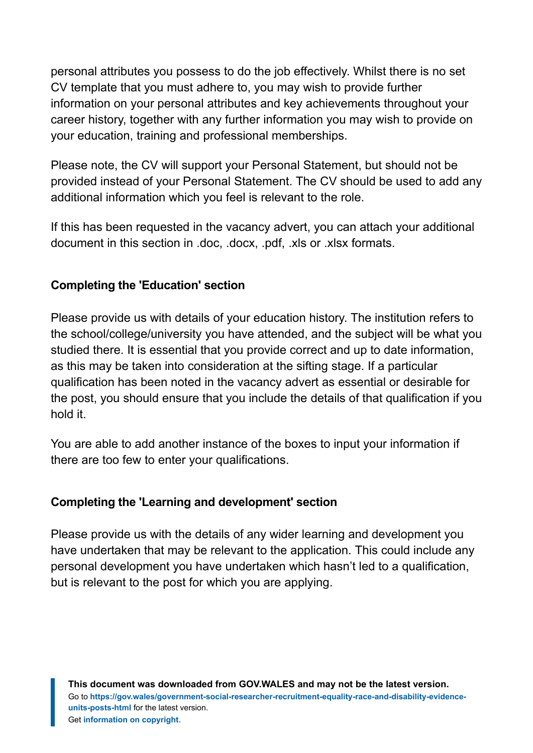personal attributes you possess to do the job effectively. Whilst there is no set CV template that you must adhere to, you may wish to provide further information on your personal attributes and key achievements throughout your career history, together with any further information you may wish to provide on your education, training and professional memberships.

Please note, the CV will support your Personal Statement, but should not be provided instead of your Personal Statement. The CV should be used to add any additional information which you feel is relevant to the role.

If this has been requested in the vacancy advert, you can attach your additional document in this section in .doc, .docx, .pdf, .xls or .xlsx formats.

### Completing the 'Education' section

Please provide us with details of your education history. The institution refers to the school/college/university you have attended, and the subject will be what you studied there. It is essential that you provide correct and up to date information, as this may be taken into consideration at the sifting stage. If a particular qualification has been noted in the vacancy advert as essential or desirable for the post, you should ensure that you include the details of that qualification if you hold it.

You are able to add another instance of the boxes to input your information if there are too few to enter your qualifications.

### Completing the 'Learning and development' section

Please provide us with the details of any wider learning and development you have undertaken that may be relevant to the application. This could include any personal development you have undertaken which hasn't led to a qualification, but is relevant to the post for which you are applying.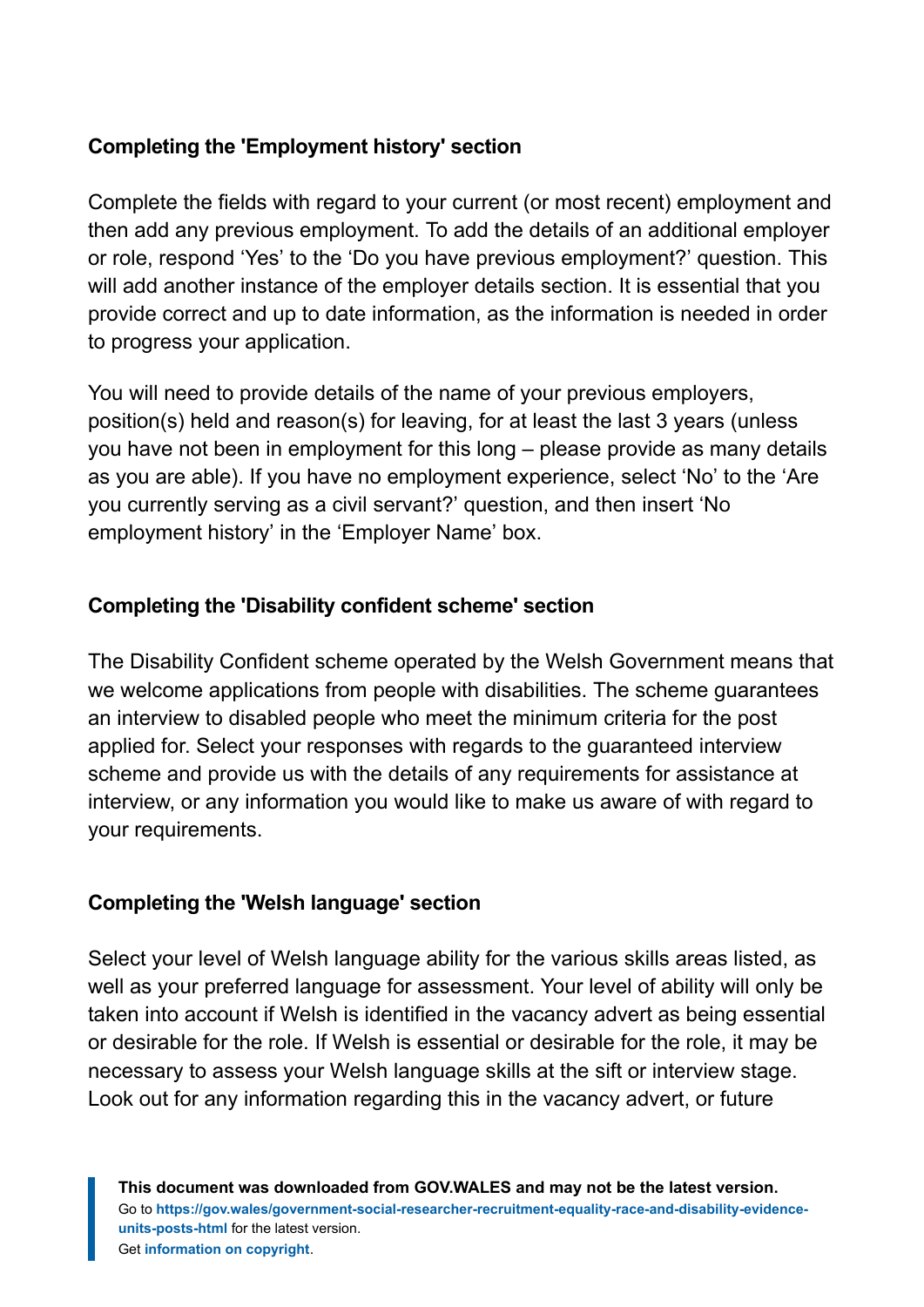**Completing the 'Employment history' section**

Complete the fields with regard to your current (or most recent) employment and then add any previous employment. To add the details of an additional employer or role, respond ‘Yes’ to the ‘Do you have previous employment?’ question. This will add another instance of the employer details section. It is essential that you provide correct and up to date information, as the information is needed in order to progress your application.

You will need to provide details of the name of your previous employers, position(s) held and reason(s) for leaving, for at least the last 3 years (unless you have not been in employment for this long – please provide as many details as you are able). If you have no employment experience, select ‘No’ to the ‘Are you currently serving as a civil servant?’ question, and then insert ‘No employment history’ in the ‘Employer Name’ box.

**Completing the 'Disability confident scheme' section**

The Disability Confident scheme operated by the Welsh Government means that we welcome applications from people with disabilities. The scheme guarantees an interview to disabled people who meet the minimum criteria for the post applied for. Select your responses with regards to the guaranteed interview scheme and provide us with the details of any requirements for assistance at interview, or any information you would like to make us aware of with regard to your requirements.

**Completing the 'Welsh language' section**

Select your level of Welsh language ability for the various skills areas listed, as well as your preferred language for assessment. Your level of ability will only be taken into account if Welsh is identified in the vacancy advert as being essential or desirable for the role. If Welsh is essential or desirable for the role, it may be necessary to assess your Welsh language skills at the sift or interview stage. Look out for any information regarding this in the vacancy advert, or future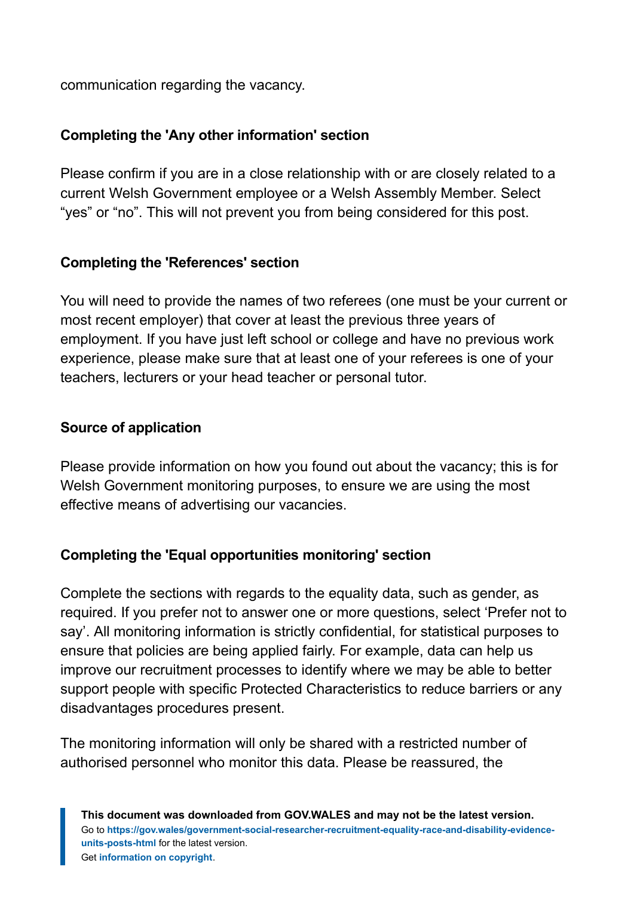communication regarding the vacancy.

### Completing the 'Any other information' section

Please confirm if you are in a close relationship with or are closely related to a current Welsh Government employee or a Welsh Assembly Member. Select “yes” or “no”. This will not prevent you from being considered for this post.

### Completing the 'References' section

You will need to provide the names of two referees (one must be your current or most recent employer) that cover at least the previous three years of employment. If you have just left school or college and have no previous work experience, please make sure that at least one of your referees is one of your teachers, lecturers or your head teacher or personal tutor.

### Source of application

Please provide information on how you found out about the vacancy; this is for Welsh Government monitoring purposes, to ensure we are using the most effective means of advertising our vacancies.

### Completing the 'Equal opportunities monitoring' section

Complete the sections with regards to the equality data, such as gender, as required. If you prefer not to answer one or more questions, select ‘Prefer not to say’. All monitoring information is strictly confidential, for statistical purposes to ensure that policies are being applied fairly. For example, data can help us improve our recruitment processes to identify where we may be able to better support people with specific Protected Characteristics to reduce barriers or any disadvantages procedures present.

The monitoring information will only be shared with a restricted number of authorised personnel who monitor this data. Please be reassured, the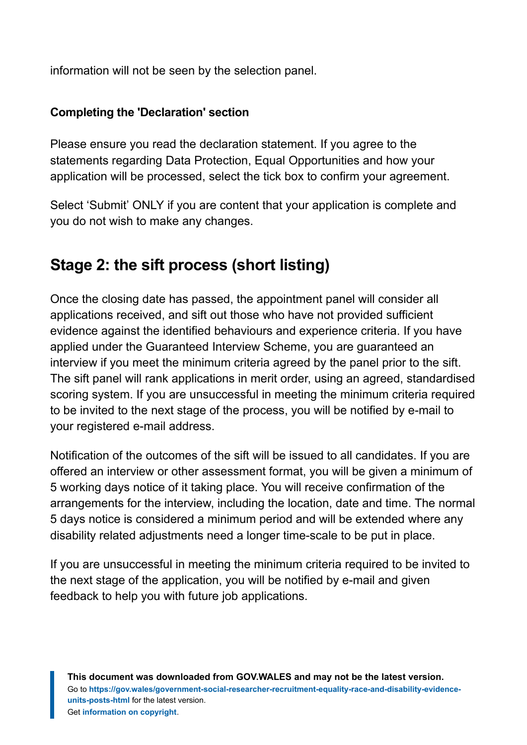information will not be seen by the selection panel.

**Completing the 'Declaration' section**

Please ensure you read the declaration statement. If you agree to the statements regarding Data Protection, Equal Opportunities and how your application will be processed, select the tick box to confirm your agreement.

Select 'Submit' ONLY if you are content that your application is complete and you do not wish to make any changes.

## Stage 2: the sift process (short listing)

Once the closing date has passed, the appointment panel will consider all applications received, and sift out those who have not provided sufficient evidence against the identified behaviours and experience criteria. If you have applied under the Guaranteed Interview Scheme, you are guaranteed an interview if you meet the minimum criteria agreed by the panel prior to the sift. The sift panel will rank applications in merit order, using an agreed, standardised scoring system. If you are unsuccessful in meeting the minimum criteria required to be invited to the next stage of the process, you will be notified by e-mail to your registered e-mail address.

Notification of the outcomes of the sift will be issued to all candidates. If you are offered an interview or other assessment format, you will be given a minimum of 5 working days notice of it taking place. You will receive confirmation of the arrangements for the interview, including the location, date and time. The normal 5 days notice is considered a minimum period and will be extended where any disability related adjustments need a longer time-scale to be put in place.

If you are unsuccessful in meeting the minimum criteria required to be invited to the next stage of the application, you will be notified by e-mail and given feedback to help you with future job applications.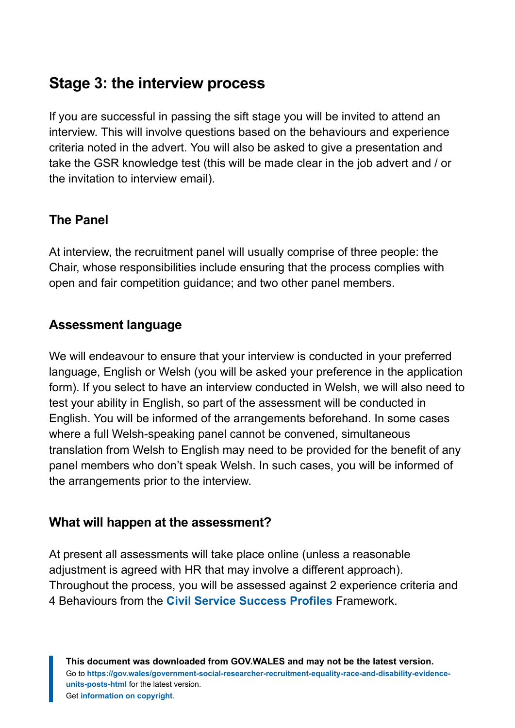## Stage 3: the interview process

If you are successful in passing the sift stage you will be invited to attend an interview. This will involve questions based on the behaviours and experience criteria noted in the advert. You will also be asked to give a presentation and take the GSR knowledge test (this will be made clear in the job advert and / or the invitation to interview email).

### The Panel

At interview, the recruitment panel will usually comprise of three people: the Chair, whose responsibilities include ensuring that the process complies with open and fair competition guidance; and two other panel members.

### Assessment language

We will endeavour to ensure that your interview is conducted in your preferred language, English or Welsh (you will be asked your preference in the application form). If you select to have an interview conducted in Welsh, we will also need to test your ability in English, so part of the assessment will be conducted in English. You will be informed of the arrangements beforehand. In some cases where a full Welsh-speaking panel cannot be convened, simultaneous translation from Welsh to English may need to be provided for the benefit of any panel members who don't speak Welsh. In such cases, you will be informed of the arrangements prior to the interview.

### What will happen at the assessment?

At present all assessments will take place online (unless a reasonable adjustment is agreed with HR that may involve a different approach). Throughout the process, you will be assessed against 2 experience criteria and 4 Behaviours from the **Civil Service Success Profiles** Framework.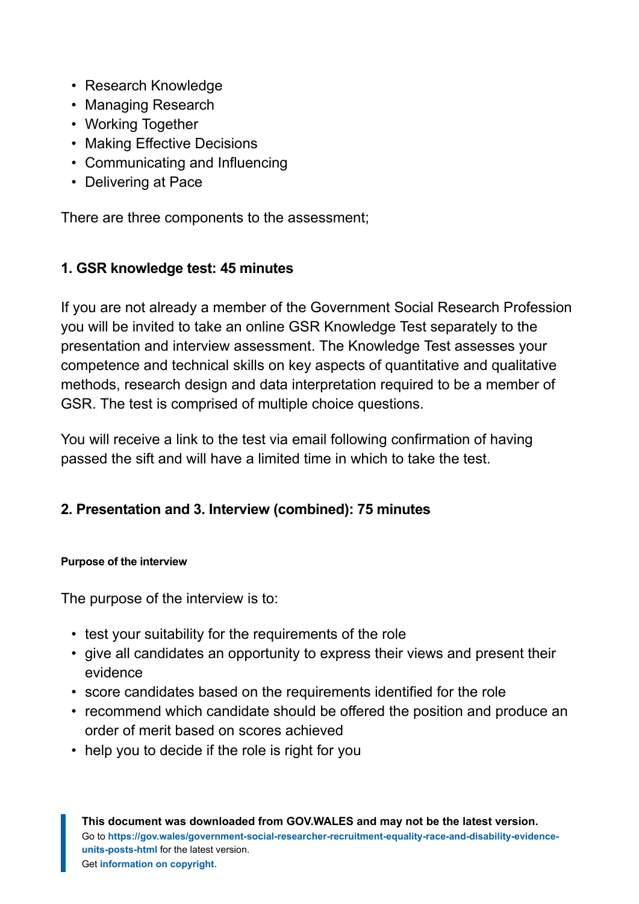- Research Knowledge
- Managing Research
- Working Together
- Making Effective Decisions
- Communicating and Influencing
- Delivering at Pace

There are three components to the assessment;

### 1. GSR knowledge test: 45 minutes

If you are not already a member of the Government Social Research Profession you will be invited to take an online GSR Knowledge Test separately to the presentation and interview assessment. The Knowledge Test assesses your competence and technical skills on key aspects of quantitative and qualitative methods, research design and data interpretation required to be a member of GSR. The test is comprised of multiple choice questions.

You will receive a link to the test via email following confirmation of having passed the sift and will have a limited time in which to take the test.

### 2. Presentation and 3. Interview (combined): 75 minutes

#### Purpose of the interview

The purpose of the interview is to:

- test your suitability for the requirements of the role
- give all candidates an opportunity to express their views and present their evidence
- score candidates based on the requirements identified for the role
- recommend which candidate should be offered the position and produce an order of merit based on scores achieved
- help you to decide if the role is right for you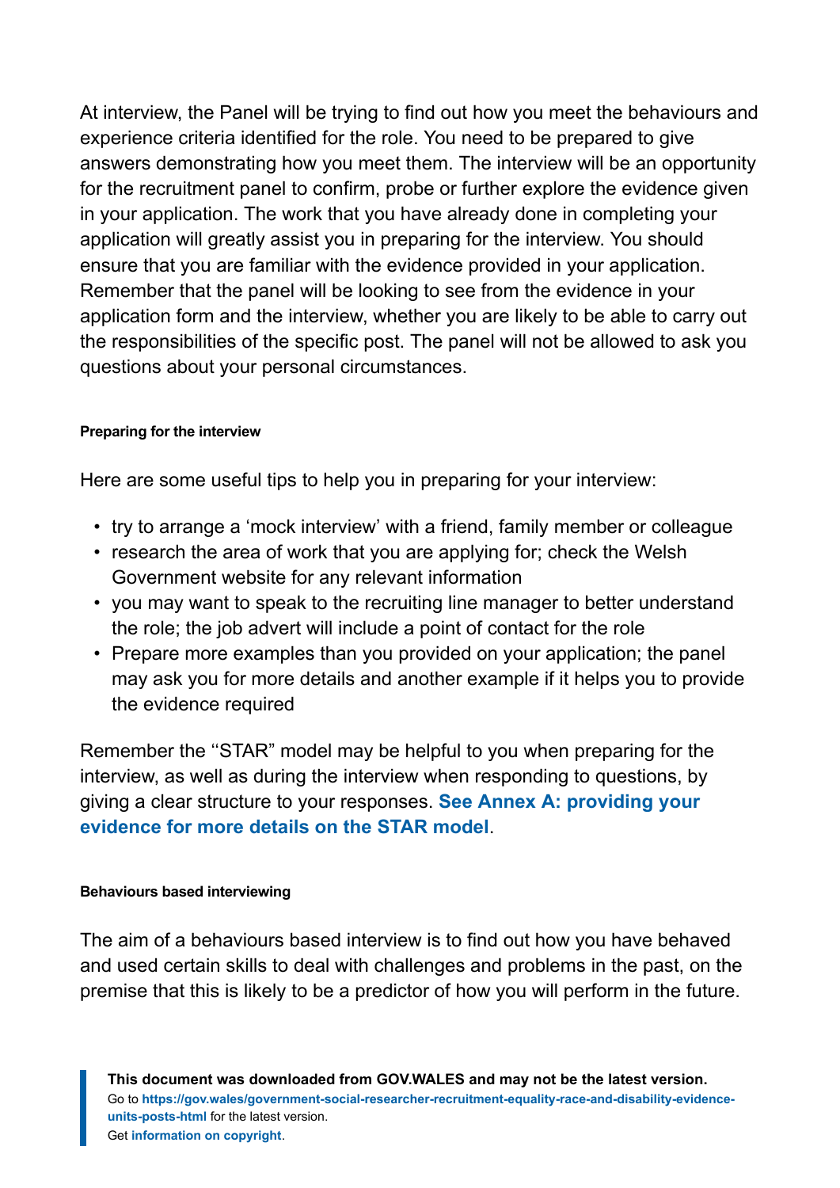At interview, the Panel will be trying to find out how you meet the behaviours and experience criteria identified for the role. You need to be prepared to give answers demonstrating how you meet them. The interview will be an opportunity for the recruitment panel to confirm, probe or further explore the evidence given in your application. The work that you have already done in completing your application will greatly assist you in preparing for the interview. You should ensure that you are familiar with the evidence provided in your application. Remember that the panel will be looking to see from the evidence in your application form and the interview, whether you are likely to be able to carry out the responsibilities of the specific post. The panel will not be allowed to ask you questions about your personal circumstances.

#### Preparing for the interview

Here are some useful tips to help you in preparing for your interview:

- try to arrange a 'mock interview' with a friend, family member or colleague
- research the area of work that you are applying for; check the Welsh Government website for any relevant information
- you may want to speak to the recruiting line manager to better understand the role; the job advert will include a point of contact for the role
- Prepare more examples than you provided on your application; the panel may ask you for more details and another example if it helps you to provide the evidence required

Remember the ''STAR" model may be helpful to you when preparing for the interview, as well as during the interview when responding to questions, by giving a clear structure to your responses. **See Annex A: providing your evidence for more details on the STAR model**.

#### Behaviours based interviewing

The aim of a behaviours based interview is to find out how you have behaved and used certain skills to deal with challenges and problems in the past, on the premise that this is likely to be a predictor of how you will perform in the future.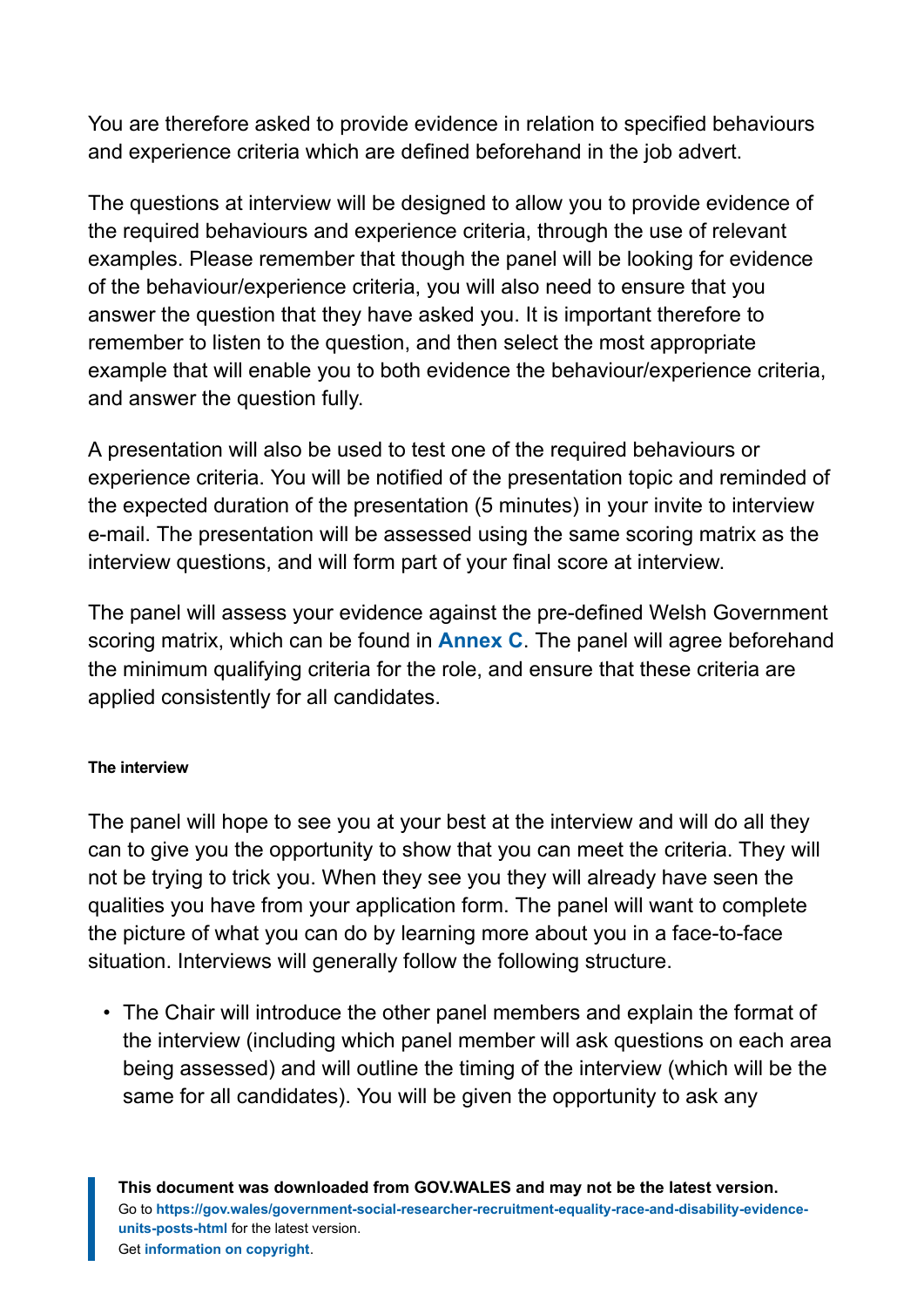You are therefore asked to provide evidence in relation to specified behaviours and experience criteria which are defined beforehand in the job advert.

The questions at interview will be designed to allow you to provide evidence of the required behaviours and experience criteria, through the use of relevant examples. Please remember that though the panel will be looking for evidence of the behaviour/experience criteria, you will also need to ensure that you answer the question that they have asked you. It is important therefore to remember to listen to the question, and then select the most appropriate example that will enable you to both evidence the behaviour/experience criteria, and answer the question fully.

A presentation will also be used to test one of the required behaviours or experience criteria. You will be notified of the presentation topic and reminded of the expected duration of the presentation (5 minutes) in your invite to interview e-mail. The presentation will be assessed using the same scoring matrix as the interview questions, and will form part of your final score at interview.

The panel will assess your evidence against the pre-defined Welsh Government scoring matrix, which can be found in **Annex C**. The panel will agree beforehand the minimum qualifying criteria for the role, and ensure that these criteria are applied consistently for all candidates.

#### The interview

The panel will hope to see you at your best at the interview and will do all they can to give you the opportunity to show that you can meet the criteria. They will not be trying to trick you. When they see you they will already have seen the qualities you have from your application form. The panel will want to complete the picture of what you can do by learning more about you in a face-to-face situation. Interviews will generally follow the following structure.

- The Chair will introduce the other panel members and explain the format of the interview (including which panel member will ask questions on each area being assessed) and will outline the timing of the interview (which will be the same for all candidates). You will be given the opportunity to ask any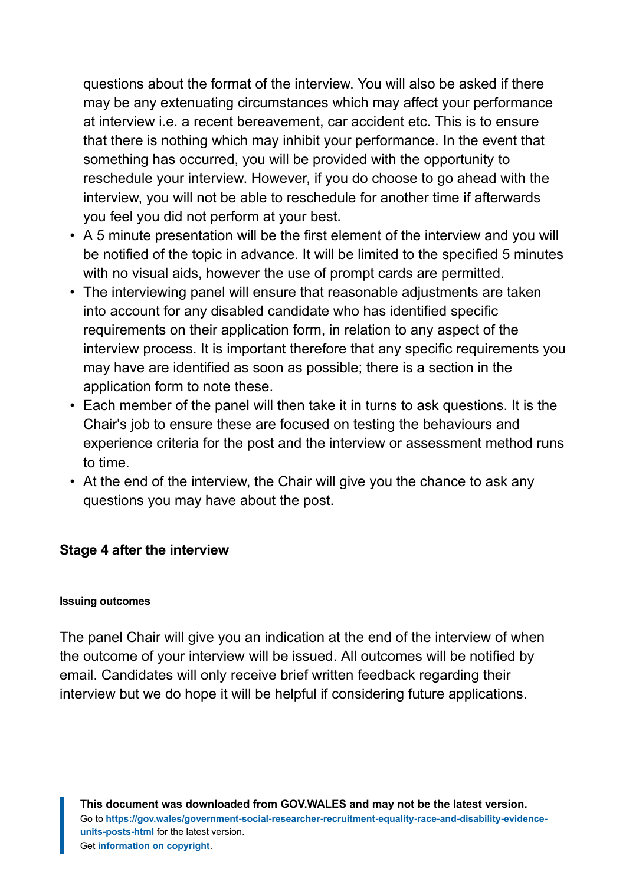questions about the format of the interview. You will also be asked if there may be any extenuating circumstances which may affect your performance at interview i.e. a recent bereavement, car accident etc. This is to ensure that there is nothing which may inhibit your performance. In the event that something has occurred, you will be provided with the opportunity to reschedule your interview. However, if you do choose to go ahead with the interview, you will not be able to reschedule for another time if afterwards you feel you did not perform at your best.

- A 5 minute presentation will be the first element of the interview and you will be notified of the topic in advance. It will be limited to the specified 5 minutes with no visual aids, however the use of prompt cards are permitted.
- The interviewing panel will ensure that reasonable adjustments are taken into account for any disabled candidate who has identified specific requirements on their application form, in relation to any aspect of the interview process. It is important therefore that any specific requirements you may have are identified as soon as possible; there is a section in the application form to note these.
- Each member of the panel will then take it in turns to ask questions. It is the Chair's job to ensure these are focused on testing the behaviours and experience criteria for the post and the interview or assessment method runs to time.
- At the end of the interview, the Chair will give you the chance to ask any questions you may have about the post.

### Stage 4 after the interview

#### Issuing outcomes

The panel Chair will give you an indication at the end of the interview of when the outcome of your interview will be issued. All outcomes will be notified by email. Candidates will only receive brief written feedback regarding their interview but we do hope it will be helpful if considering future applications.

**This document was downloaded from GOV.WALES and may not be the latest version.**
Go to **https://gov.wales/government-social-researcher-recruitment-equality-race-and-disability-evidence-units-posts-html** for the latest version.
Get **information on copyright**.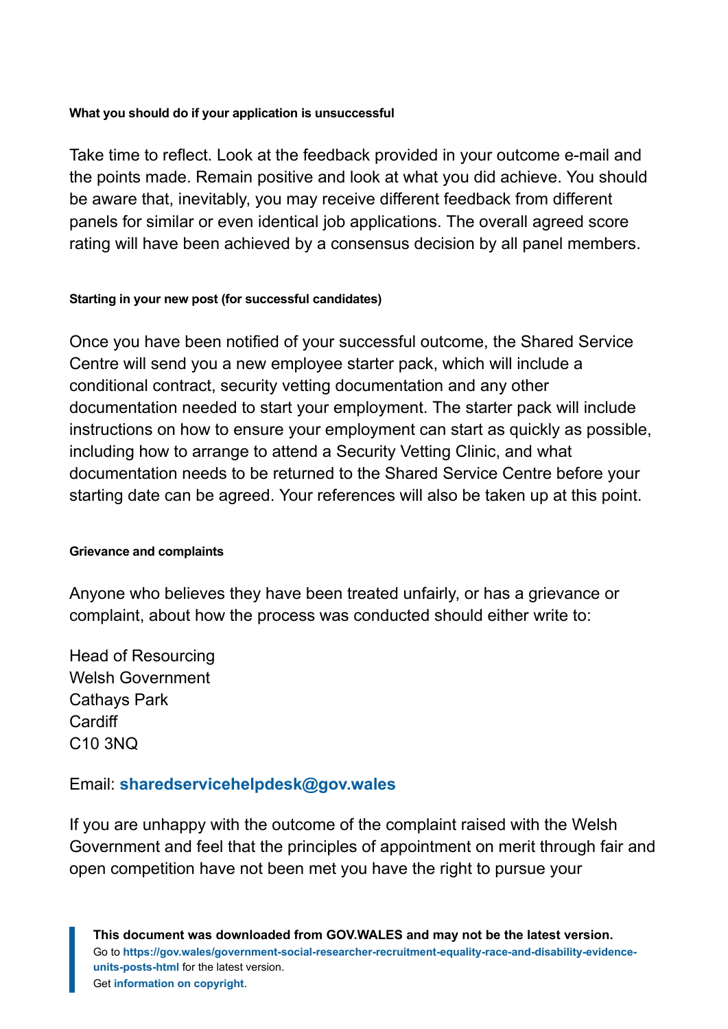#### What you should do if your application is unsuccessful

Take time to reflect. Look at the feedback provided in your outcome e-mail and the points made. Remain positive and look at what you did achieve. You should be aware that, inevitably, you may receive different feedback from different panels for similar or even identical job applications. The overall agreed score rating will have been achieved by a consensus decision by all panel members.

#### Starting in your new post (for successful candidates)

Once you have been notified of your successful outcome, the Shared Service Centre will send you a new employee starter pack, which will include a conditional contract, security vetting documentation and any other documentation needed to start your employment. The starter pack will include instructions on how to ensure your employment can start as quickly as possible, including how to arrange to attend a Security Vetting Clinic, and what documentation needs to be returned to the Shared Service Centre before your starting date can be agreed. Your references will also be taken up at this point.

#### Grievance and complaints

Anyone who believes they have been treated unfairly, or has a grievance or complaint, about how the process was conducted should either write to:

Head of Resourcing
Welsh Government
Cathays Park
Cardiff
C10 3NQ

Email: **sharedservicehelpdesk@gov.wales**

If you are unhappy with the outcome of the complaint raised with the Welsh Government and feel that the principles of appointment on merit through fair and open competition have not been met you have the right to pursue your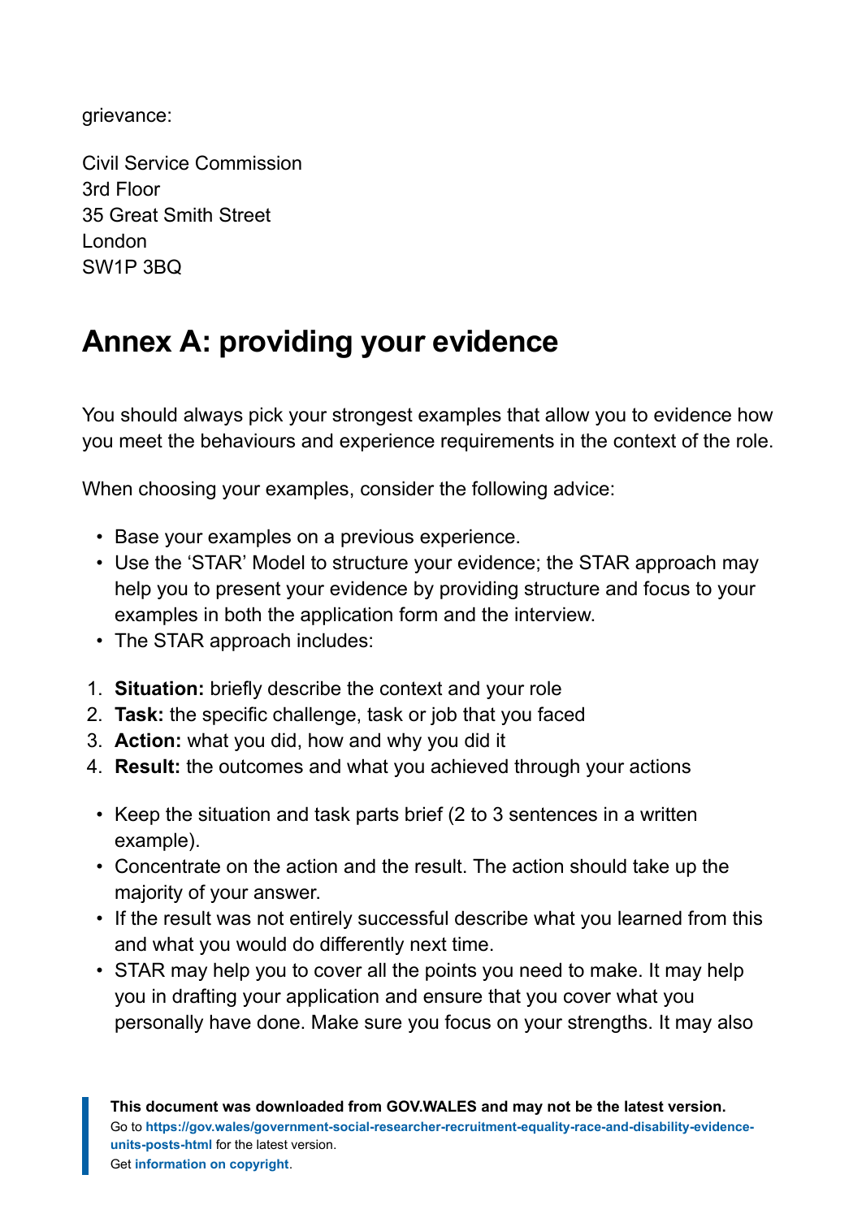grievance:

Civil Service Commission
3rd Floor
35 Great Smith Street
London
SW1P 3BQ

## Annex A: providing your evidence

You should always pick your strongest examples that allow you to evidence how you meet the behaviours and experience requirements in the context of the role.

When choosing your examples, consider the following advice:

- Base your examples on a previous experience.
- Use the 'STAR' Model to structure your evidence; the STAR approach may help you to present your evidence by providing structure and focus to your examples in both the application form and the interview.
- The STAR approach includes:

1. **Situation:** briefly describe the context and your role
2. **Task:** the specific challenge, task or job that you faced
3. **Action:** what you did, how and why you did it
4. **Result:** the outcomes and what you achieved through your actions

- Keep the situation and task parts brief (2 to 3 sentences in a written example).
- Concentrate on the action and the result. The action should take up the majority of your answer.
- If the result was not entirely successful describe what you learned from this and what you would do differently next time.
- STAR may help you to cover all the points you need to make. It may help you in drafting your application and ensure that you cover what you personally have done. Make sure you focus on your strengths. It may also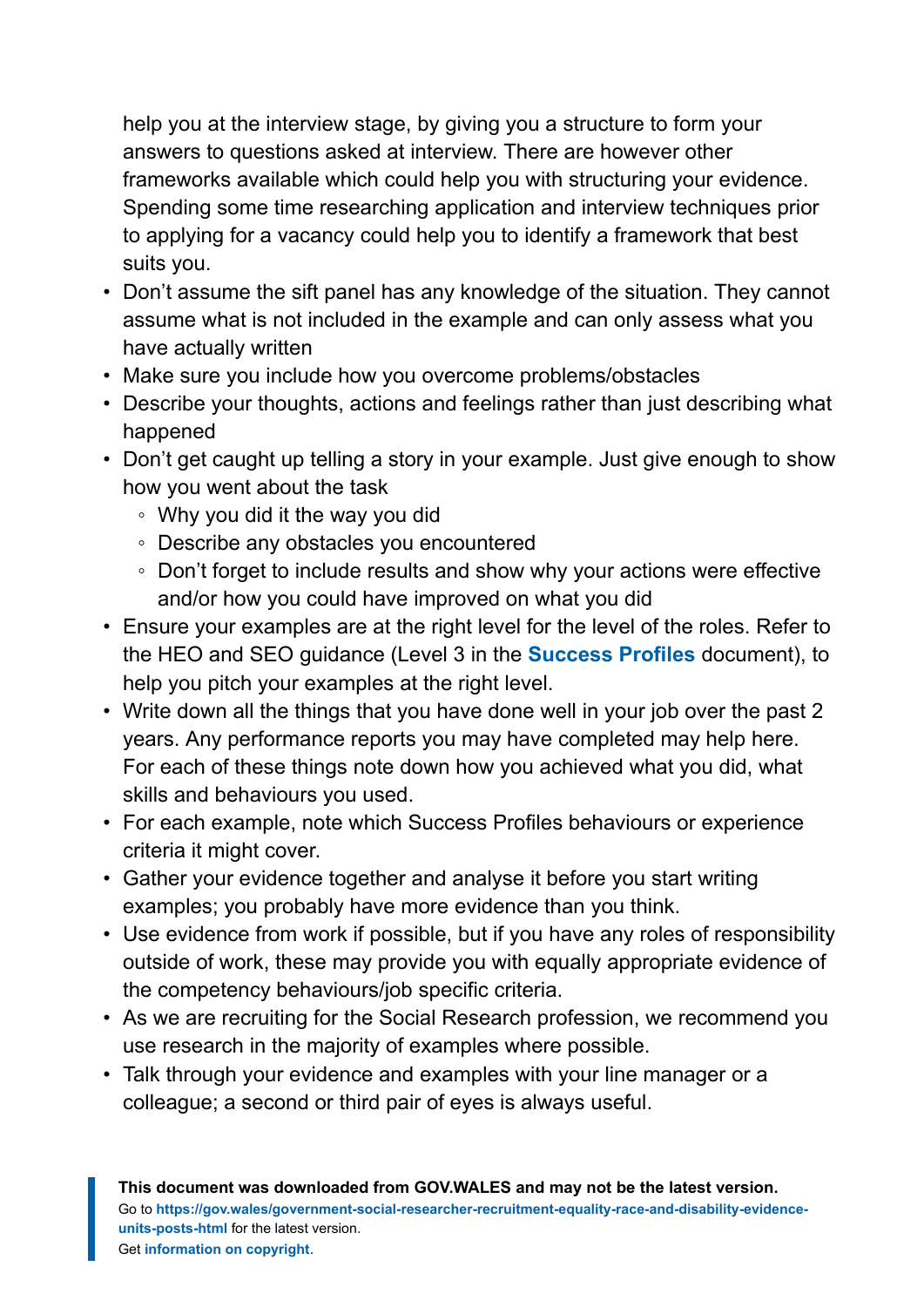help you at the interview stage, by giving you a structure to form your answers to questions asked at interview. There are however other frameworks available which could help you with structuring your evidence. Spending some time researching application and interview techniques prior to applying for a vacancy could help you to identify a framework that best suits you.

- Don't assume the sift panel has any knowledge of the situation. They cannot assume what is not included in the example and can only assess what you have actually written
- Make sure you include how you overcome problems/obstacles
- Describe your thoughts, actions and feelings rather than just describing what happened
- Don't get caught up telling a story in your example. Just give enough to show how you went about the task
    - Why you did it the way you did
    - Describe any obstacles you encountered
    - Don't forget to include results and show why your actions were effective and/or how you could have improved on what you did
- Ensure your examples are at the right level for the level of the roles. Refer to the HEO and SEO guidance (Level 3 in the **Success Profiles** document), to help you pitch your examples at the right level.
- Write down all the things that you have done well in your job over the past 2 years. Any performance reports you may have completed may help here. For each of these things note down how you achieved what you did, what skills and behaviours you used.
- For each example, note which Success Profiles behaviours or experience criteria it might cover.
- Gather your evidence together and analyse it before you start writing examples; you probably have more evidence than you think.
- Use evidence from work if possible, but if you have any roles of responsibility outside of work, these may provide you with equally appropriate evidence of the competency behaviours/job specific criteria.
- As we are recruiting for the Social Research profession, we recommend you use research in the majority of examples where possible.
- Talk through your evidence and examples with your line manager or a colleague; a second or third pair of eyes is always useful.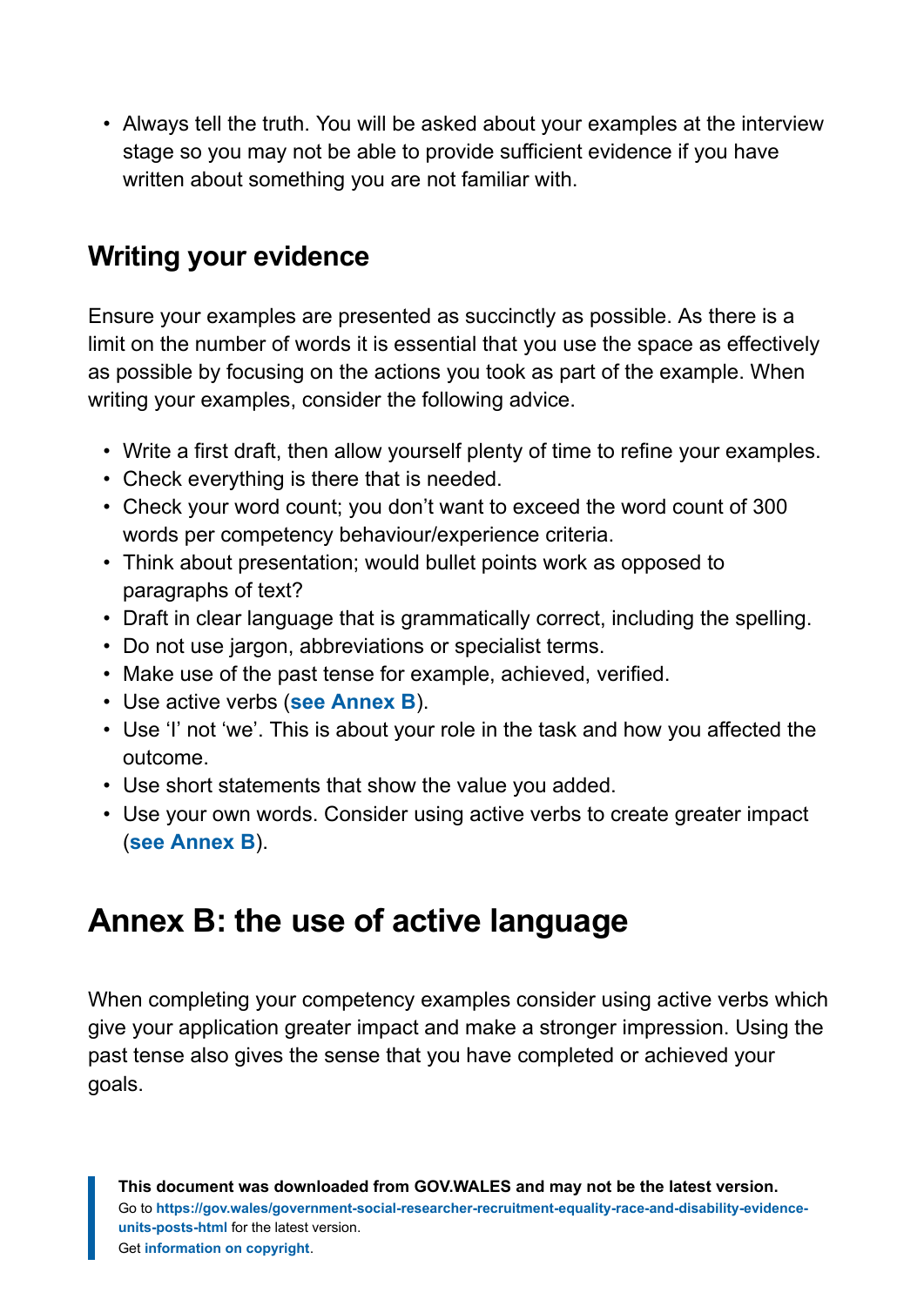- Always tell the truth. You will be asked about your examples at the interview stage so you may not be able to provide sufficient evidence if you have written about something you are not familiar with.

## Writing your evidence

Ensure your examples are presented as succinctly as possible. As there is a limit on the number of words it is essential that you use the space as effectively as possible by focusing on the actions you took as part of the example. When writing your examples, consider the following advice.

- Write a first draft, then allow yourself plenty of time to refine your examples.
- Check everything is there that is needed.
- Check your word count; you don't want to exceed the word count of 300 words per competency behaviour/experience criteria.
- Think about presentation; would bullet points work as opposed to paragraphs of text?
- Draft in clear language that is grammatically correct, including the spelling.
- Do not use jargon, abbreviations or specialist terms.
- Make use of the past tense for example, achieved, verified.
- Use active verbs (**see Annex B**).
- Use 'I' not 'we'. This is about your role in the task and how you affected the outcome.
- Use short statements that show the value you added.
- Use your own words. Consider using active verbs to create greater impact (**see Annex B**).

# Annex B: the use of active language

When completing your competency examples consider using active verbs which give your application greater impact and make a stronger impression. Using the past tense also gives the sense that you have completed or achieved your goals.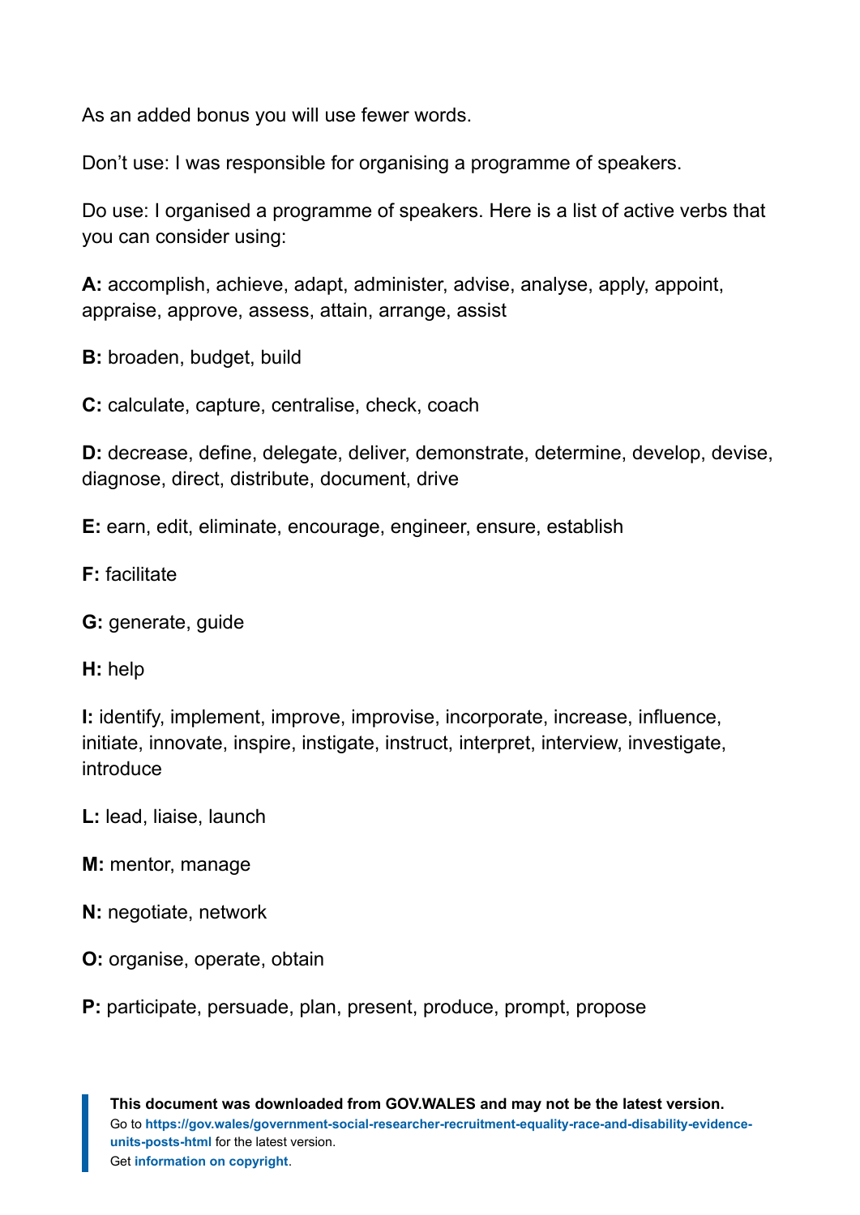As an added bonus you will use fewer words.

Don't use: I was responsible for organising a programme of speakers.

Do use: I organised a programme of speakers. Here is a list of active verbs that you can consider using:

**A:** accomplish, achieve, adapt, administer, advise, analyse, apply, appoint, appraise, approve, assess, attain, arrange, assist

**B:** broaden, budget, build

**C:** calculate, capture, centralise, check, coach

**D:** decrease, define, delegate, deliver, demonstrate, determine, develop, devise, diagnose, direct, distribute, document, drive

**E:** earn, edit, eliminate, encourage, engineer, ensure, establish

**F:** facilitate

**G:** generate, guide

**H:** help

**I:** identify, implement, improve, improvise, incorporate, increase, influence, initiate, innovate, inspire, instigate, instruct, interpret, interview, investigate, introduce

**L:** lead, liaise, launch

**M:** mentor, manage

**N:** negotiate, network

**O:** organise, operate, obtain

**P:** participate, persuade, plan, present, produce, prompt, propose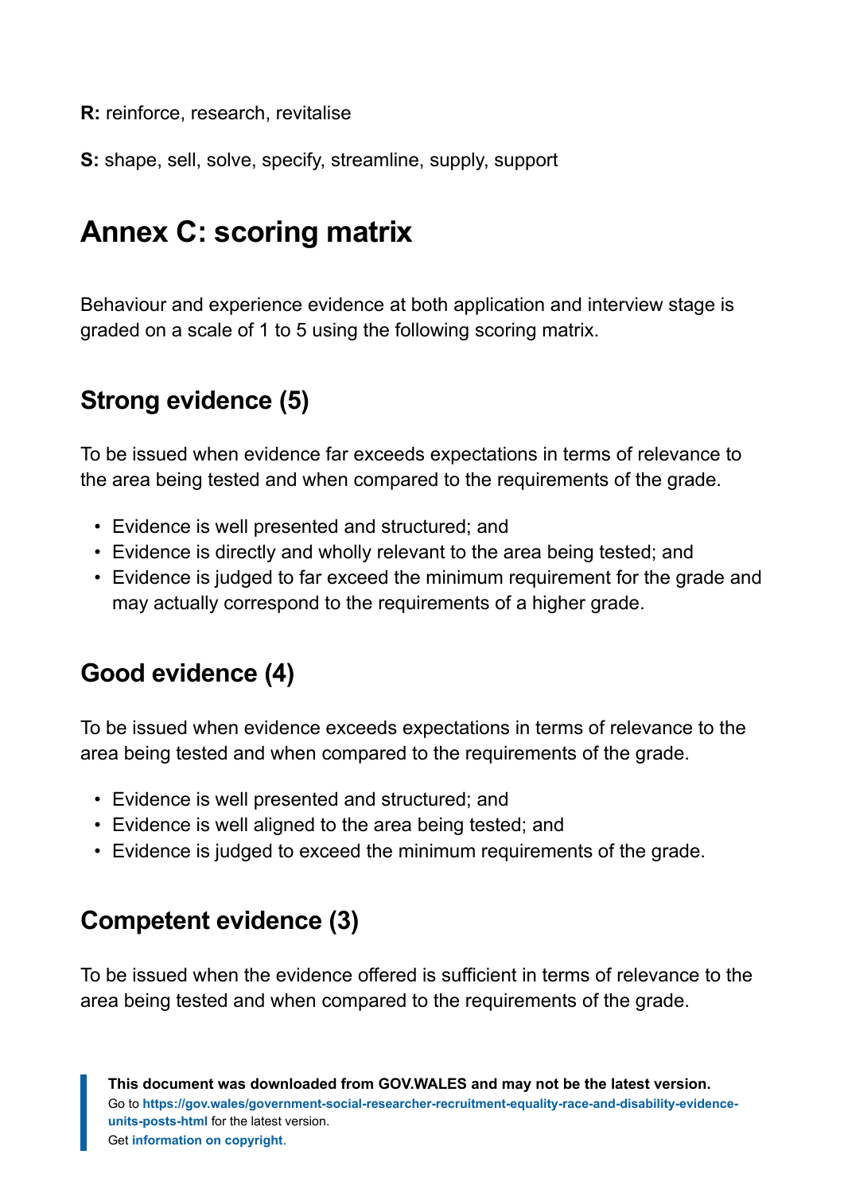**R:** reinforce, research, revitalise

**S:** shape, sell, solve, specify, streamline, supply, support

## Annex C: scoring matrix

Behaviour and experience evidence at both application and interview stage is graded on a scale of 1 to 5 using the following scoring matrix.

### Strong evidence (5)

To be issued when evidence far exceeds expectations in terms of relevance to the area being tested and when compared to the requirements of the grade.

- Evidence is well presented and structured; and
- Evidence is directly and wholly relevant to the area being tested; and
- Evidence is judged to far exceed the minimum requirement for the grade and may actually correspond to the requirements of a higher grade.

### Good evidence (4)

To be issued when evidence exceeds expectations in terms of relevance to the area being tested and when compared to the requirements of the grade.

- Evidence is well presented and structured; and
- Evidence is well aligned to the area being tested; and
- Evidence is judged to exceed the minimum requirements of the grade.

### Competent evidence (3)

To be issued when the evidence offered is sufficient in terms of relevance to the area being tested and when compared to the requirements of the grade.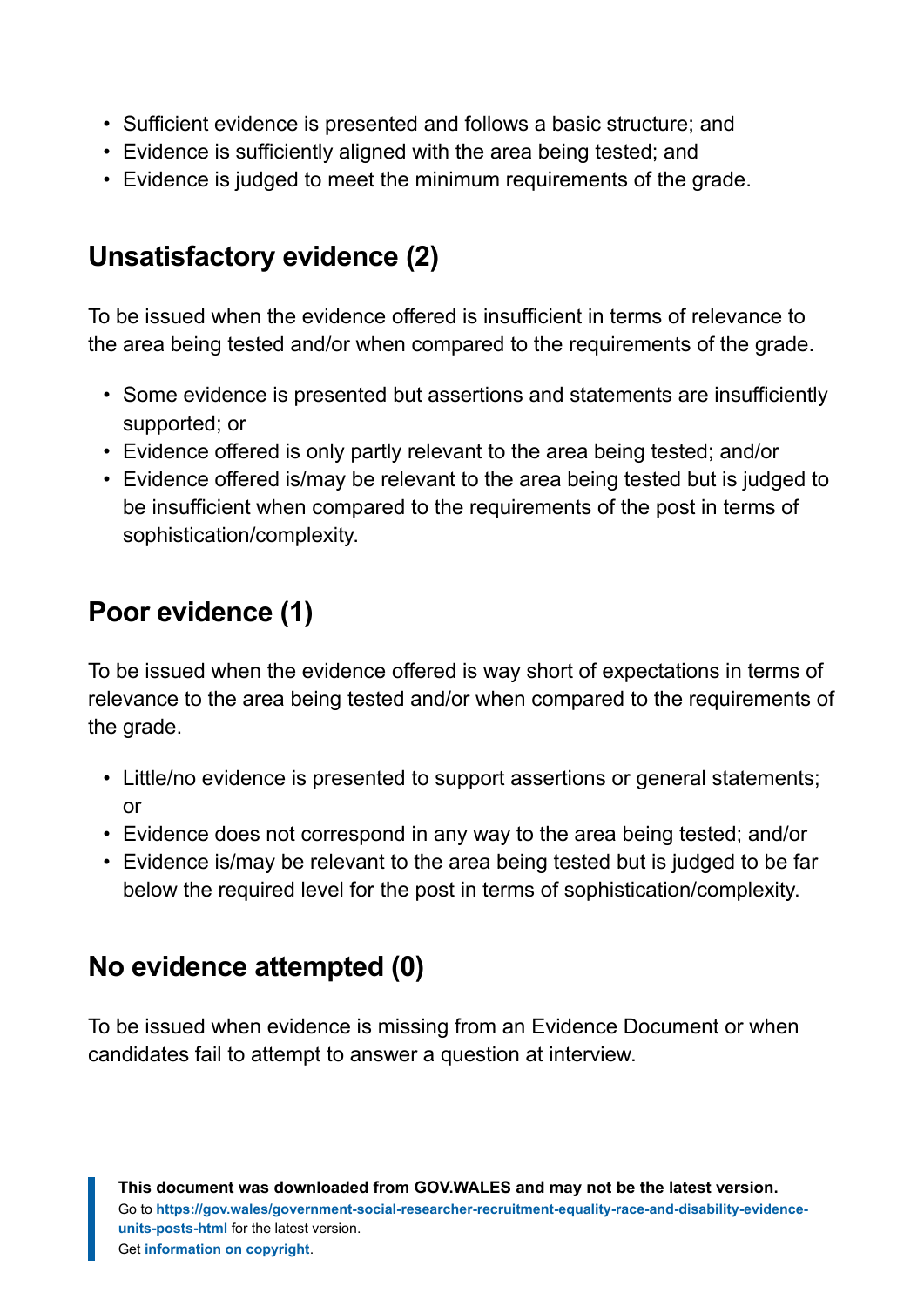- Sufficient evidence is presented and follows a basic structure; and
- Evidence is sufficiently aligned with the area being tested; and
- Evidence is judged to meet the minimum requirements of the grade.

## Unsatisfactory evidence (2)

To be issued when the evidence offered is insufficient in terms of relevance to the area being tested and/or when compared to the requirements of the grade.

- Some evidence is presented but assertions and statements are insufficiently supported; or
- Evidence offered is only partly relevant to the area being tested; and/or
- Evidence offered is/may be relevant to the area being tested but is judged to be insufficient when compared to the requirements of the post in terms of sophistication/complexity.

## Poor evidence (1)

To be issued when the evidence offered is way short of expectations in terms of relevance to the area being tested and/or when compared to the requirements of the grade.

- Little/no evidence is presented to support assertions or general statements; or
- Evidence does not correspond in any way to the area being tested; and/or
- Evidence is/may be relevant to the area being tested but is judged to be far below the required level for the post in terms of sophistication/complexity.

## No evidence attempted (0)

To be issued when evidence is missing from an Evidence Document or when candidates fail to attempt to answer a question at interview.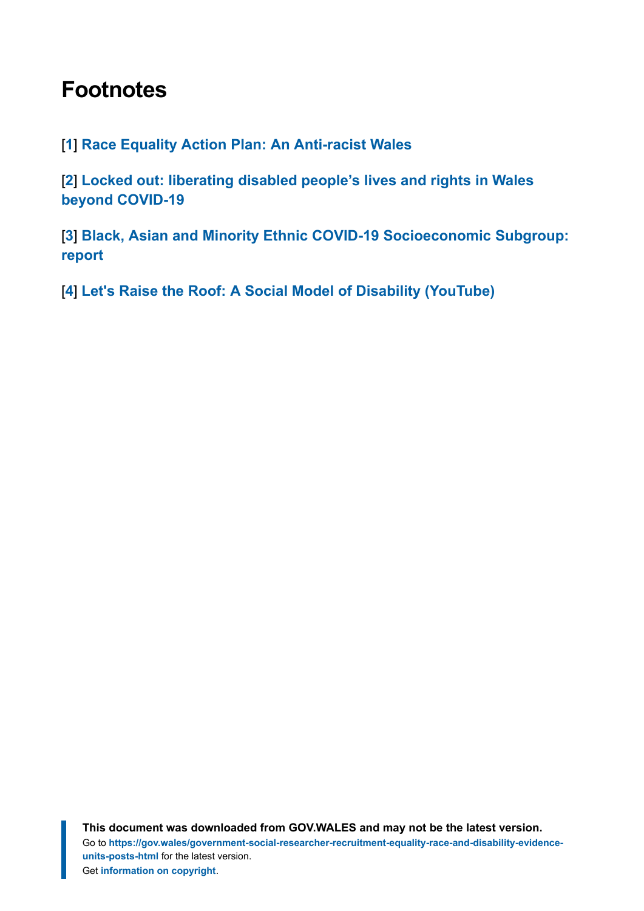# Footnotes

[1] Race Equality Action Plan: An Anti-racist Wales

[2] Locked out: liberating disabled people's lives and rights in Wales beyond COVID-19

[3] Black, Asian and Minority Ethnic COVID-19 Socioeconomic Subgroup: report

[4] Let's Raise the Roof: A Social Model of Disability (YouTube)

**This document was downloaded from GOV.WALES and may not be the latest version.**
Go to **https://gov.wales/government-social-researcher-recruitment-equality-race-and-disability-evidence-units-posts-html** for the latest version.
Get **information on copyright**.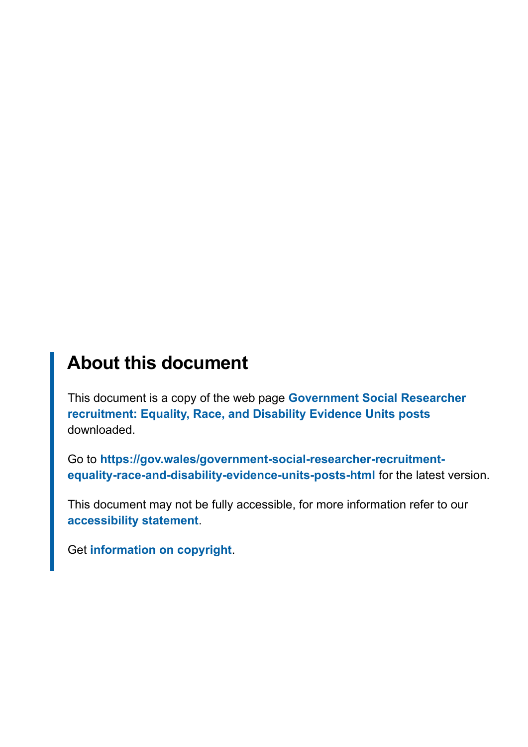## About this document

This document is a copy of the web page **Government Social Researcher recruitment: Equality, Race, and Disability Evidence Units posts** downloaded.

Go to **https://gov.wales/government-social-researcher-recruitment-equality-race-and-disability-evidence-units-posts-html** for the latest version.

This document may not be fully accessible, for more information refer to our **accessibility statement**.

Get **information on copyright**.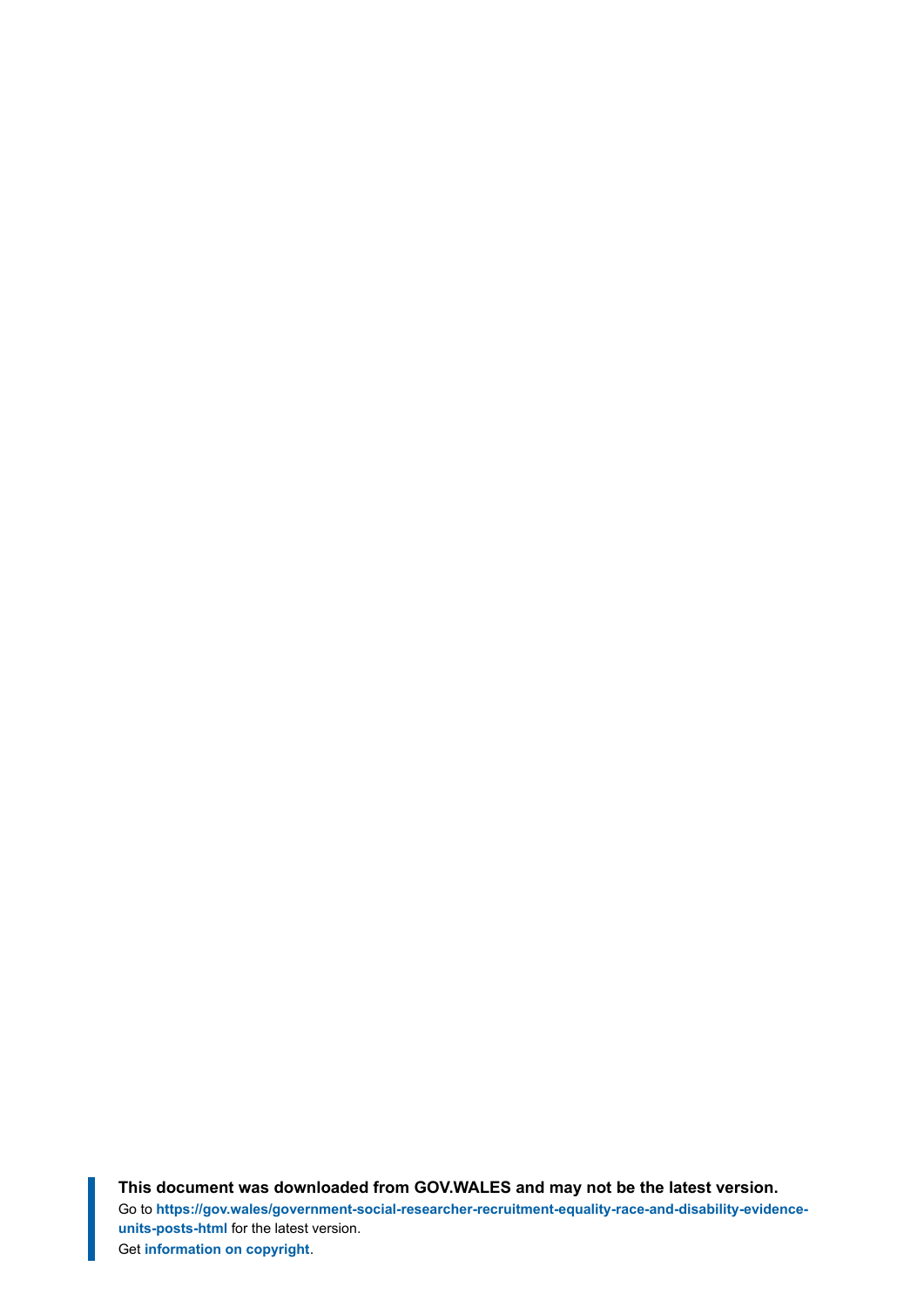**This document was downloaded from GOV.WALES and may not be the latest version.**

Go to **https://gov.wales/government-social-researcher-recruitment-equality-race-and-disability-evidence-units-posts-html** for the latest version.

Get **information on copyright**.